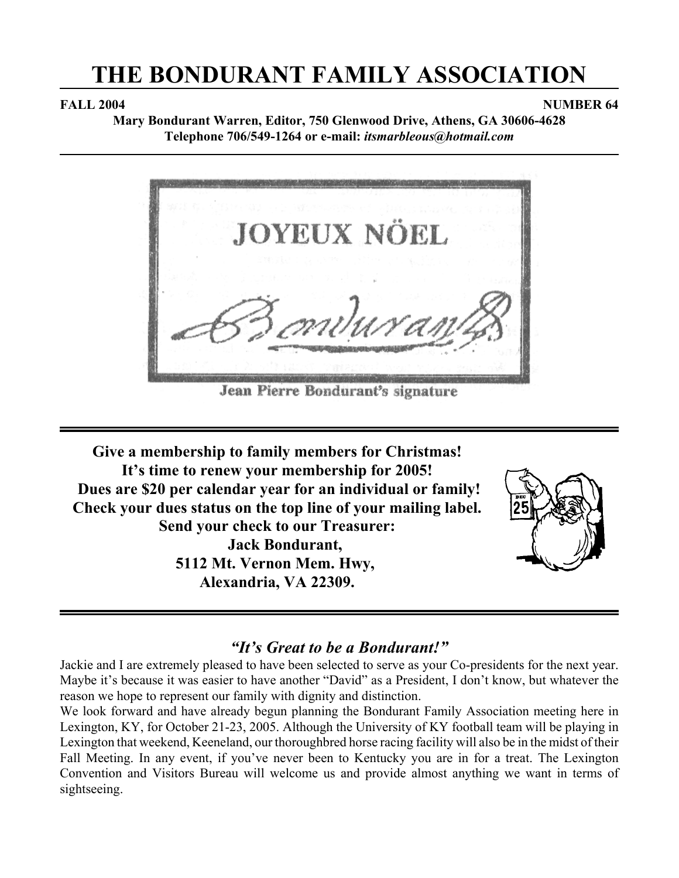# THE BONDURANT FAMILY ASSOCIATION

**FALL 2004** **NUMBER 64**

**Mary Bondurant Warren, Editor, 750 Glenwood Drive, Athens, GA 30606-4628**
**Telephone 706/549-1264 or e-mail: *itsmarbleous@hotmail.com***

JOYEUX NÖEL

Jean Pierre Bondurant's signature

---

**Give a membership to family members for Christmas!**
**It's time to renew your membership for 2005!**
**Dues are $20 per calendar year for an individual or family!**
**Check your dues status on the top line of your mailing label.**
**Send your check to our Treasurer:**
**Jack Bondurant,**
**5112 Mt. Vernon Mem. Hwy,**
**Alexandria, VA 22309.**

---

## *"It's Great to be a Bondurant!"*

Jackie and I are extremely pleased to have been selected to serve as your Co-presidents for the next year. Maybe it's because it was easier to have another "David" as a President, I don't know, but whatever the reason we hope to represent our family with dignity and distinction.

We look forward and have already begun planning the Bondurant Family Association meeting here in Lexington, KY, for October 21-23, 2005. Although the University of KY football team will be playing in Lexington that weekend, Keeneland, our thoroughbred horse racing facility will also be in the midst of their Fall Meeting. In any event, if you've never been to Kentucky you are in for a treat. The Lexington Convention and Visitors Bureau will welcome us and provide almost anything we want in terms of sightseeing.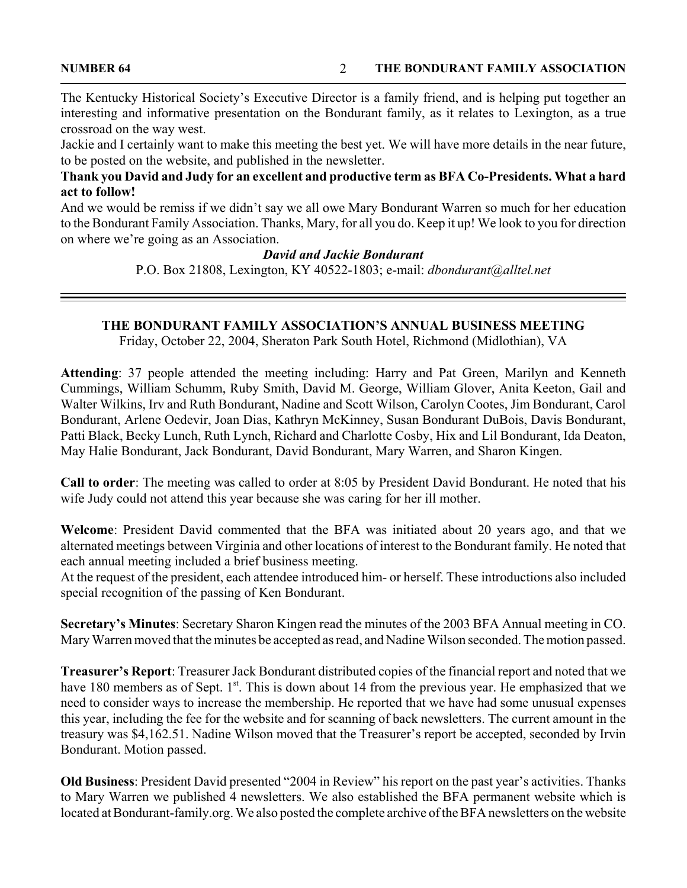The Kentucky Historical Society's Executive Director is a family friend, and is helping put together an interesting and informative presentation on the Bondurant family, as it relates to Lexington, as a true crossroad on the way west.

Jackie and I certainly want to make this meeting the best yet. We will have more details in the near future, to be posted on the website, and published in the newsletter.

**Thank you David and Judy for an excellent and productive term as BFA Co-Presidents. What a hard act to follow!**

And we would be remiss if we didn't say we all owe Mary Bondurant Warren so much for her education to the Bondurant Family Association. Thanks, Mary, for all you do. Keep it up! We look to you for direction on where we're going as an Association.

***David and Jackie Bondurant***

P.O. Box 21808, Lexington, KY 40522-1803; e-mail: *dbondurant@alltel.net*

---

## THE BONDURANT FAMILY ASSOCIATION'S ANNUAL BUSINESS MEETING

Friday, October 22, 2004, Sheraton Park South Hotel, Richmond (Midlothian), VA

**Attending**: 37 people attended the meeting including: Harry and Pat Green, Marilyn and Kenneth Cummings, William Schumm, Ruby Smith, David M. George, William Glover, Anita Keeton, Gail and Walter Wilkins, Irv and Ruth Bondurant, Nadine and Scott Wilson, Carolyn Cootes, Jim Bondurant, Carol Bondurant, Arlene Oedevir, Joan Dias, Kathryn McKinney, Susan Bondurant DuBois, Davis Bondurant, Patti Black, Becky Lunch, Ruth Lynch, Richard and Charlotte Cosby, Hix and Lil Bondurant, Ida Deaton, May Halie Bondurant, Jack Bondurant, David Bondurant, Mary Warren, and Sharon Kingen.

**Call to order**: The meeting was called to order at 8:05 by President David Bondurant. He noted that his wife Judy could not attend this year because she was caring for her ill mother.

**Welcome**: President David commented that the BFA was initiated about 20 years ago, and that we alternated meetings between Virginia and other locations of interest to the Bondurant family. He noted that each annual meeting included a brief business meeting.

At the request of the president, each attendee introduced him- or herself. These introductions also included special recognition of the passing of Ken Bondurant.

**Secretary's Minutes**: Secretary Sharon Kingen read the minutes of the 2003 BFA Annual meeting in CO. Mary Warren moved that the minutes be accepted as read, and Nadine Wilson seconded. The motion passed.

**Treasurer's Report**: Treasurer Jack Bondurant distributed copies of the financial report and noted that we have 180 members as of Sept. 1st. This is down about 14 from the previous year. He emphasized that we need to consider ways to increase the membership. He reported that we have had some unusual expenses this year, including the fee for the website and for scanning of back newsletters. The current amount in the treasury was $4,162.51. Nadine Wilson moved that the Treasurer's report be accepted, seconded by Irvin Bondurant. Motion passed.

**Old Business**: President David presented "2004 in Review" his report on the past year's activities. Thanks to Mary Warren we published 4 newsletters. We also established the BFA permanent website which is located at Bondurant-family.org. We also posted the complete archive of the BFA newsletters on the website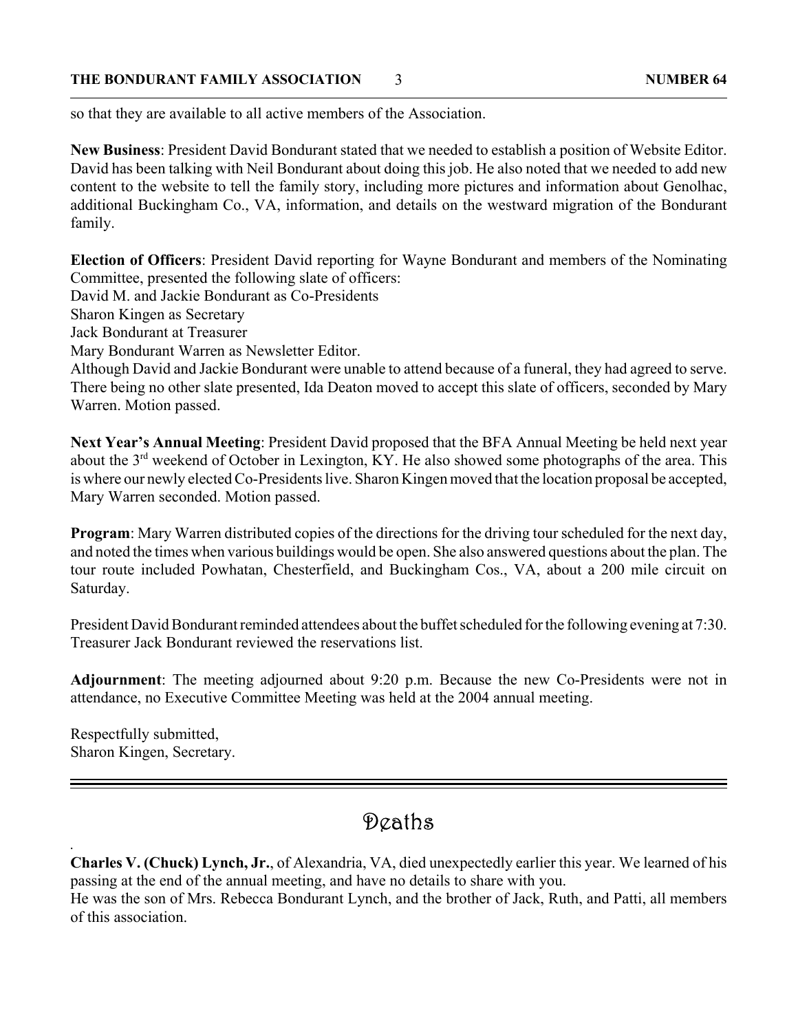so that they are available to all active members of the Association.

**New Business**: President David Bondurant stated that we needed to establish a position of Website Editor. David has been talking with Neil Bondurant about doing this job. He also noted that we needed to add new content to the website to tell the family story, including more pictures and information about Genolhac, additional Buckingham Co., VA, information, and details on the westward migration of the Bondurant family.

**Election of Officers**: President David reporting for Wayne Bondurant and members of the Nominating Committee, presented the following slate of officers:
David M. and Jackie Bondurant as Co-Presidents
Sharon Kingen as Secretary
Jack Bondurant at Treasurer
Mary Bondurant Warren as Newsletter Editor.
Although David and Jackie Bondurant were unable to attend because of a funeral, they had agreed to serve. There being no other slate presented, Ida Deaton moved to accept this slate of officers, seconded by Mary Warren. Motion passed.

**Next Year's Annual Meeting**: President David proposed that the BFA Annual Meeting be held next year about the 3rd weekend of October in Lexington, KY. He also showed some photographs of the area. This is where our newly elected Co-Presidents live. Sharon Kingen moved that the location proposal be accepted, Mary Warren seconded. Motion passed.

**Program**: Mary Warren distributed copies of the directions for the driving tour scheduled for the next day, and noted the times when various buildings would be open. She also answered questions about the plan. The tour route included Powhatan, Chesterfield, and Buckingham Cos., VA, about a 200 mile circuit on Saturday.

President David Bondurant reminded attendees about the buffet scheduled for the following evening at 7:30. Treasurer Jack Bondurant reviewed the reservations list.

**Adjournment**: The meeting adjourned about 9:20 p.m. Because the new Co-Presidents were not in attendance, no Executive Committee Meeting was held at the 2004 annual meeting.

Respectfully submitted,
Sharon Kingen, Secretary.

---

## Deaths

**Charles V. (Chuck) Lynch, Jr.**, of Alexandria, VA, died unexpectedly earlier this year. We learned of his passing at the end of the annual meeting, and have no details to share with you.
He was the son of Mrs. Rebecca Bondurant Lynch, and the brother of Jack, Ruth, and Patti, all members of this association.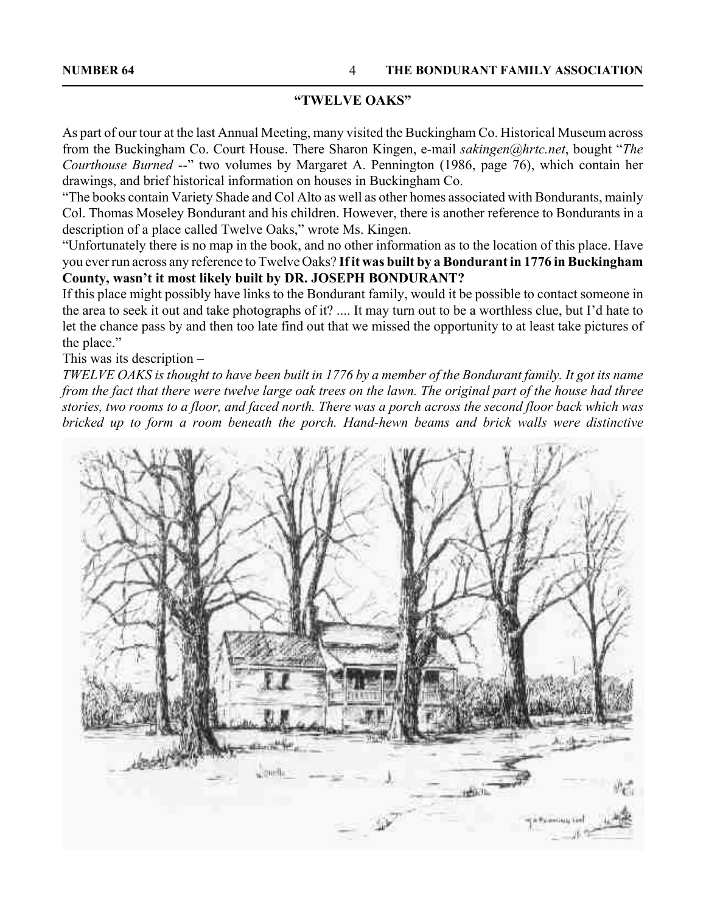## "TWELVE OAKS"

As part of our tour at the last Annual Meeting, many visited the Buckingham Co. Historical Museum across from the Buckingham Co. Court House. There Sharon Kingen, e-mail *sakingen@hrtc.net*, bought "*The Courthouse Burned --*" two volumes by Margaret A. Pennington (1986, page 76), which contain her drawings, and brief historical information on houses in Buckingham Co.

"The books contain Variety Shade and Col Alto as well as other homes associated with Bondurants, mainly Col. Thomas Moseley Bondurant and his children. However, there is another reference to Bondurants in a description of a place called Twelve Oaks," wrote Ms. Kingen.

"Unfortunately there is no map in the book, and no other information as to the location of this place. Have you ever run across any reference to Twelve Oaks? **If it was built by a Bondurant in 1776 in Buckingham County, wasn't it most likely built by DR. JOSEPH BONDURANT?**

If this place might possibly have links to the Bondurant family, would it be possible to contact someone in the area to seek it out and take photographs of it? .... It may turn out to be a worthless clue, but I'd hate to let the chance pass by and then too late find out that we missed the opportunity to at least take pictures of the place."

This was its description –

*TWELVE OAKS is thought to have been built in 1776 by a member of the Bondurant family. It got its name from the fact that there were twelve large oak trees on the lawn. The original part of the house had three stories, two rooms to a floor, and faced north. There was a porch across the second floor back which was bricked up to form a room beneath the porch. Hand-hewn beams and brick walls were distinctive*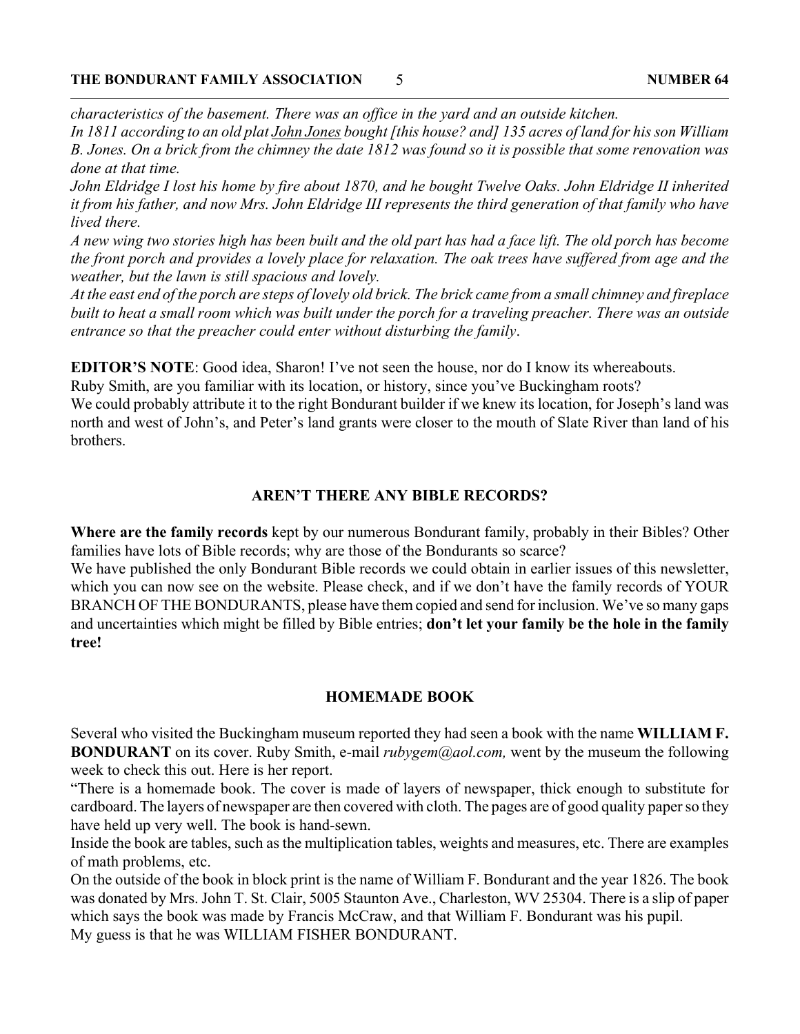*characteristics of the basement. There was an office in the yard and an outside kitchen.*
*In 1811 according to an old plat John Jones bought [this house? and] 135 acres of land for his son William B. Jones. On a brick from the chimney the date 1812 was found so it is possible that some renovation was done at that time.*
*John Eldridge I lost his home by fire about 1870, and he bought Twelve Oaks. John Eldridge II inherited it from his father, and now Mrs. John Eldridge III represents the third generation of that family who have lived there.*
*A new wing two stories high has been built and the old part has had a face lift. The old porch has become the front porch and provides a lovely place for relaxation. The oak trees have suffered from age and the weather, but the lawn is still spacious and lovely.*
*At the east end of the porch are steps of lovely old brick. The brick came from a small chimney and fireplace built to heat a small room which was built under the porch for a traveling preacher. There was an outside entrance so that the preacher could enter without disturbing the family.*

**EDITOR'S NOTE**: Good idea, Sharon! I've not seen the house, nor do I know its whereabouts.
Ruby Smith, are you familiar with its location, or history, since you've Buckingham roots?
We could probably attribute it to the right Bondurant builder if we knew its location, for Joseph's land was north and west of John's, and Peter's land grants were closer to the mouth of Slate River than land of his brothers.

## AREN'T THERE ANY BIBLE RECORDS?

**Where are the family records** kept by our numerous Bondurant family, probably in their Bibles? Other families have lots of Bible records; why are those of the Bondurants so scarce?
We have published the only Bondurant Bible records we could obtain in earlier issues of this newsletter, which you can now see on the website. Please check, and if we don't have the family records of YOUR BRANCH OF THE BONDURANTS, please have them copied and send for inclusion. We've so many gaps and uncertainties which might be filled by Bible entries; **don't let your family be the hole in the family tree!**

## HOMEMADE BOOK

Several who visited the Buckingham museum reported they had seen a book with the name **WILLIAM F. BONDURANT** on its cover. Ruby Smith, e-mail *rubygem@aol.com,* went by the museum the following week to check this out. Here is her report.
"There is a homemade book. The cover is made of layers of newspaper, thick enough to substitute for cardboard. The layers of newspaper are then covered with cloth. The pages are of good quality paper so they have held up very well. The book is hand-sewn.
Inside the book are tables, such as the multiplication tables, weights and measures, etc. There are examples of math problems, etc.
On the outside of the book in block print is the name of William F. Bondurant and the year 1826. The book was donated by Mrs. John T. St. Clair, 5005 Staunton Ave., Charleston, WV 25304. There is a slip of paper which says the book was made by Francis McCraw, and that William F. Bondurant was his pupil.
My guess is that he was WILLIAM FISHER BONDURANT.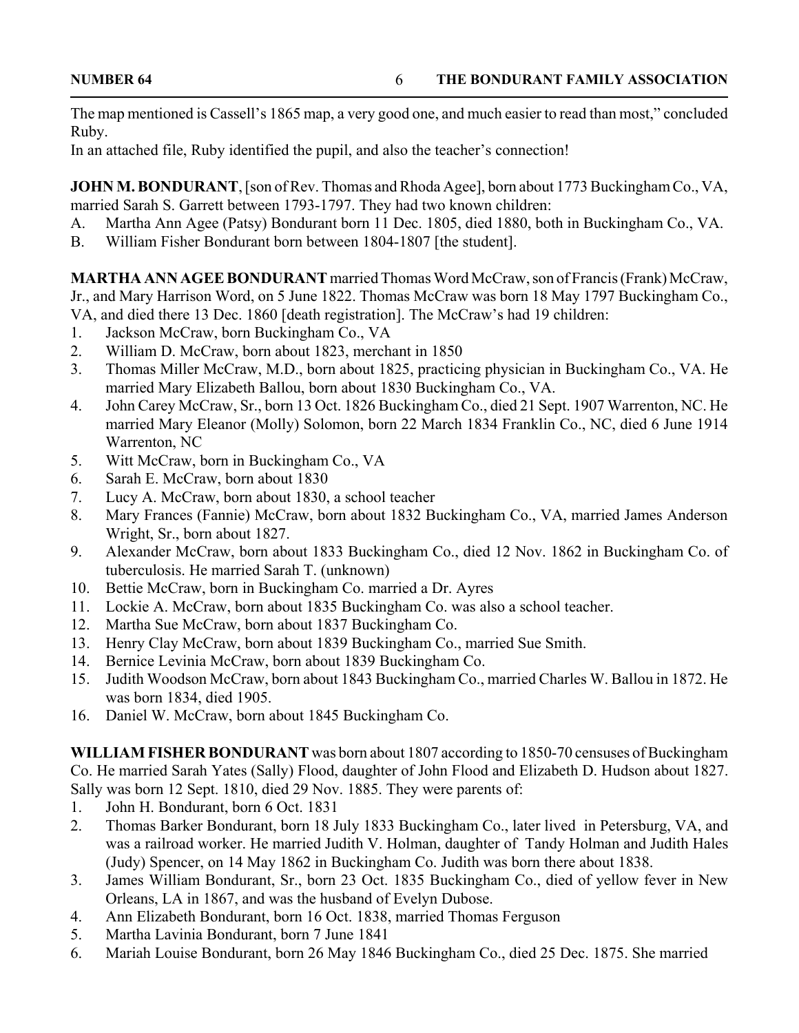The map mentioned is Cassell's 1865 map, a very good one, and much easier to read than most," concluded Ruby.

In an attached file, Ruby identified the pupil, and also the teacher's connection!

**JOHN M. BONDURANT**, [son of Rev. Thomas and Rhoda Agee], born about 1773 Buckingham Co., VA, married Sarah S. Garrett between 1793-1797. They had two known children:

A. Martha Ann Agee (Patsy) Bondurant born 11 Dec. 1805, died 1880, both in Buckingham Co., VA.
B. William Fisher Bondurant born between 1804-1807 [the student].

**MARTHA ANN AGEE BONDURANT** married Thomas Word McCraw, son of Francis (Frank) McCraw, Jr., and Mary Harrison Word, on 5 June 1822. Thomas McCraw was born 18 May 1797 Buckingham Co., VA, and died there 13 Dec. 1860 [death registration]. The McCraw's had 19 children:

1. Jackson McCraw, born Buckingham Co., VA
2. William D. McCraw, born about 1823, merchant in 1850
3. Thomas Miller McCraw, M.D., born about 1825, practicing physician in Buckingham Co., VA. He married Mary Elizabeth Ballou, born about 1830 Buckingham Co., VA.
4. John Carey McCraw, Sr., born 13 Oct. 1826 Buckingham Co., died 21 Sept. 1907 Warrenton, NC. He married Mary Eleanor (Molly) Solomon, born 22 March 1834 Franklin Co., NC, died 6 June 1914 Warrenton, NC
5. Witt McCraw, born in Buckingham Co., VA
6. Sarah E. McCraw, born about 1830
7. Lucy A. McCraw, born about 1830, a school teacher
8. Mary Frances (Fannie) McCraw, born about 1832 Buckingham Co., VA, married James Anderson Wright, Sr., born about 1827.
9. Alexander McCraw, born about 1833 Buckingham Co., died 12 Nov. 1862 in Buckingham Co. of tuberculosis. He married Sarah T. (unknown)
10. Bettie McCraw, born in Buckingham Co. married a Dr. Ayres
11. Lockie A. McCraw, born about 1835 Buckingham Co. was also a school teacher.
12. Martha Sue McCraw, born about 1837 Buckingham Co.
13. Henry Clay McCraw, born about 1839 Buckingham Co., married Sue Smith.
14. Bernice Levinia McCraw, born about 1839 Buckingham Co.
15. Judith Woodson McCraw, born about 1843 Buckingham Co., married Charles W. Ballou in 1872. He was born 1834, died 1905.
16. Daniel W. McCraw, born about 1845 Buckingham Co.

**WILLIAM FISHER BONDURANT** was born about 1807 according to 1850-70 censuses of Buckingham Co. He married Sarah Yates (Sally) Flood, daughter of John Flood and Elizabeth D. Hudson about 1827. Sally was born 12 Sept. 1810, died 29 Nov. 1885. They were parents of:

1. John H. Bondurant, born 6 Oct. 1831
2. Thomas Barker Bondurant, born 18 July 1833 Buckingham Co., later lived in Petersburg, VA, and was a railroad worker. He married Judith V. Holman, daughter of Tandy Holman and Judith Hales (Judy) Spencer, on 14 May 1862 in Buckingham Co. Judith was born there about 1838.
3. James William Bondurant, Sr., born 23 Oct. 1835 Buckingham Co., died of yellow fever in New Orleans, LA in 1867, and was the husband of Evelyn Dubose.
4. Ann Elizabeth Bondurant, born 16 Oct. 1838, married Thomas Ferguson
5. Martha Lavinia Bondurant, born 7 June 1841
6. Mariah Louise Bondurant, born 26 May 1846 Buckingham Co., died 25 Dec. 1875. She married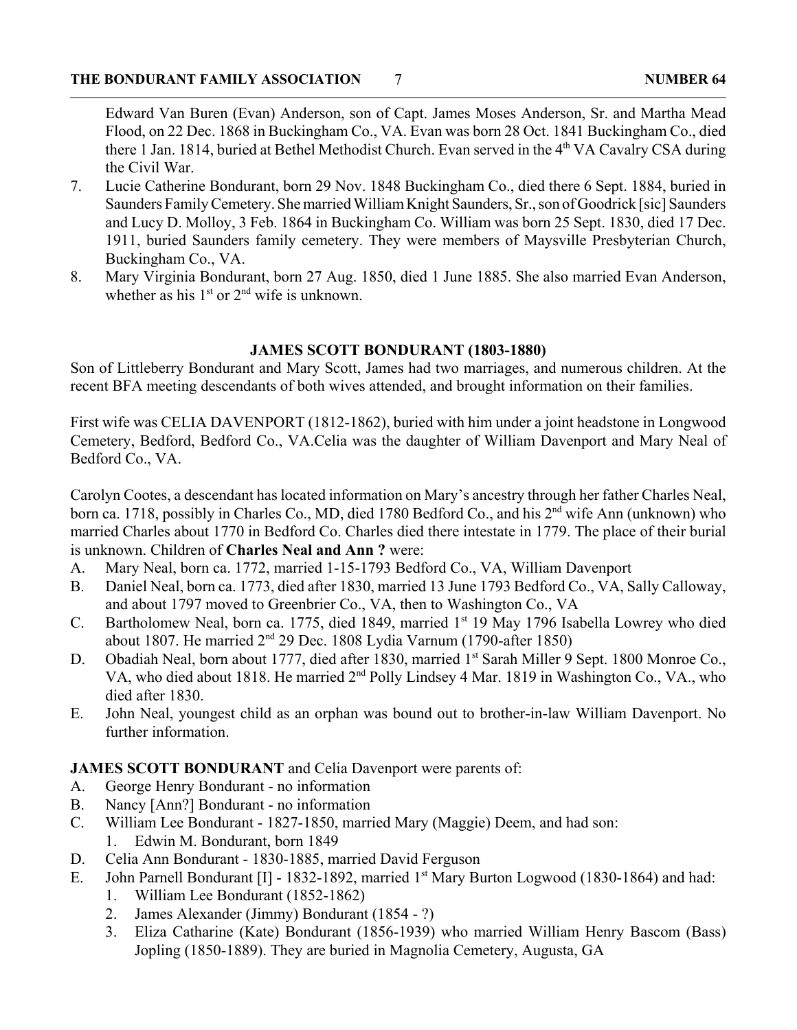Edward Van Buren (Evan) Anderson, son of Capt. James Moses Anderson, Sr. and Martha Mead Flood, on 22 Dec. 1868 in Buckingham Co., VA. Evan was born 28 Oct. 1841 Buckingham Co., died there 1 Jan. 1814, buried at Bethel Methodist Church. Evan served in the 4th VA Cavalry CSA during the Civil War.

7. Lucie Catherine Bondurant, born 29 Nov. 1848 Buckingham Co., died there 6 Sept. 1884, buried in Saunders Family Cemetery. She married William Knight Saunders, Sr., son of Goodrick [sic] Saunders and Lucy D. Molloy, 3 Feb. 1864 in Buckingham Co. William was born 25 Sept. 1830, died 17 Dec. 1911, buried Saunders family cemetery. They were members of Maysville Presbyterian Church, Buckingham Co., VA.
8. Mary Virginia Bondurant, born 27 Aug. 1850, died 1 June 1885. She also married Evan Anderson, whether as his 1st or 2nd wife is unknown.

## JAMES SCOTT BONDURANT (1803-1880)

Son of Littleberry Bondurant and Mary Scott, James had two marriages, and numerous children. At the recent BFA meeting descendants of both wives attended, and brought information on their families.

First wife was CELIA DAVENPORT (1812-1862), buried with him under a joint headstone in Longwood Cemetery, Bedford, Bedford Co., VA.Celia was the daughter of William Davenport and Mary Neal of Bedford Co., VA.

Carolyn Cootes, a descendant has located information on Mary's ancestry through her father Charles Neal, born ca. 1718, possibly in Charles Co., MD, died 1780 Bedford Co., and his 2nd wife Ann (unknown) who married Charles about 1770 in Bedford Co. Charles died there intestate in 1779. The place of their burial is unknown. Children of **Charles Neal and Ann ?** were:

A. Mary Neal, born ca. 1772, married 1-15-1793 Bedford Co., VA, William Davenport
B. Daniel Neal, born ca. 1773, died after 1830, married 13 June 1793 Bedford Co., VA, Sally Calloway, and about 1797 moved to Greenbrier Co., VA, then to Washington Co., VA
C. Bartholomew Neal, born ca. 1775, died 1849, married 1st 19 May 1796 Isabella Lowrey who died about 1807. He married 2nd 29 Dec. 1808 Lydia Varnum (1790-after 1850)
D. Obadiah Neal, born about 1777, died after 1830, married 1st Sarah Miller 9 Sept. 1800 Monroe Co., VA, who died about 1818. He married 2nd Polly Lindsey 4 Mar. 1819 in Washington Co., VA., who died after 1830.
E. John Neal, youngest child as an orphan was bound out to brother-in-law William Davenport. No further information.

**JAMES SCOTT BONDURANT** and Celia Davenport were parents of:

A. George Henry Bondurant - no information
B. Nancy [Ann?] Bondurant - no information
C. William Lee Bondurant - 1827-1850, married Mary (Maggie) Deem, and had son:
   1. Edwin M. Bondurant, born 1849
D. Celia Ann Bondurant - 1830-1885, married David Ferguson
E. John Parnell Bondurant [I] - 1832-1892, married 1st Mary Burton Logwood (1830-1864) and had:
   1. William Lee Bondurant (1852-1862)
   2. James Alexander (Jimmy) Bondurant (1854 - ?)
   3. Eliza Catharine (Kate) Bondurant (1856-1939) who married William Henry Bascom (Bass) Jopling (1850-1889). They are buried in Magnolia Cemetery, Augusta, GA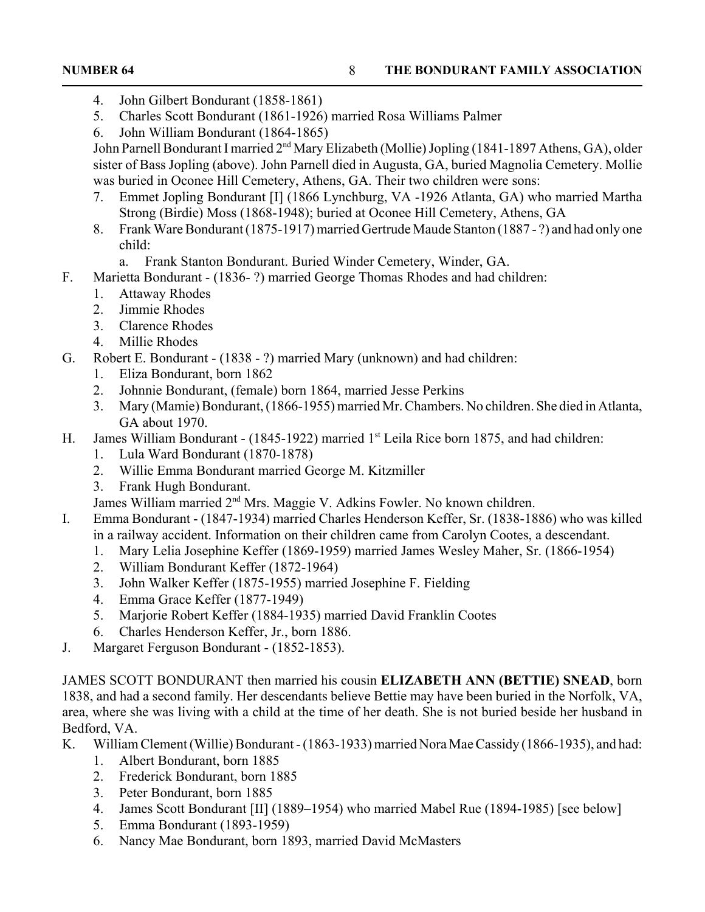4. John Gilbert Bondurant (1858-1861)
5. Charles Scott Bondurant (1861-1926) married Rosa Williams Palmer
6. John William Bondurant (1864-1865)

John Parnell Bondurant I married 2nd Mary Elizabeth (Mollie) Jopling (1841-1897 Athens, GA), older sister of Bass Jopling (above). John Parnell died in Augusta, GA, buried Magnolia Cemetery. Mollie was buried in Oconee Hill Cemetery, Athens, GA. Their two children were sons:

7. Emmet Jopling Bondurant [I] (1866 Lynchburg, VA -1926 Atlanta, GA) who married Martha Strong (Birdie) Moss (1868-1948); buried at Oconee Hill Cemetery, Athens, GA
8. Frank Ware Bondurant (1875-1917) married Gertrude Maude Stanton (1887 - ?) and had only one child:
   a. Frank Stanton Bondurant. Buried Winder Cemetery, Winder, GA.

F. Marietta Bondurant - (1836- ?) married George Thomas Rhodes and had children:
   1. Attaway Rhodes
   2. Jimmie Rhodes
   3. Clarence Rhodes
   4. Millie Rhodes

G. Robert E. Bondurant - (1838 - ?) married Mary (unknown) and had children:
   1. Eliza Bondurant, born 1862
   2. Johnnie Bondurant, (female) born 1864, married Jesse Perkins
   3. Mary (Mamie) Bondurant, (1866-1955) married Mr. Chambers. No children. She died in Atlanta, GA about 1970.

H. James William Bondurant - (1845-1922) married 1st Leila Rice born 1875, and had children:
   1. Lula Ward Bondurant (1870-1878)
   2. Willie Emma Bondurant married George M. Kitzmiller
   3. Frank Hugh Bondurant.

   James William married 2nd Mrs. Maggie V. Adkins Fowler. No known children.

I. Emma Bondurant - (1847-1934) married Charles Henderson Keffer, Sr. (1838-1886) who was killed in a railway accident. Information on their children came from Carolyn Cootes, a descendant.
   1. Mary Lelia Josephine Keffer (1869-1959) married James Wesley Maher, Sr. (1866-1954)
   2. William Bondurant Keffer (1872-1964)
   3. John Walker Keffer (1875-1955) married Josephine F. Fielding
   4. Emma Grace Keffer (1877-1949)
   5. Marjorie Robert Keffer (1884-1935) married David Franklin Cootes
   6. Charles Henderson Keffer, Jr., born 1886.

J. Margaret Ferguson Bondurant - (1852-1853).

JAMES SCOTT BONDURANT then married his cousin **ELIZABETH ANN (BETTIE) SNEAD**, born 1838, and had a second family. Her descendants believe Bettie may have been buried in the Norfolk, VA, area, where she was living with a child at the time of her death. She is not buried beside her husband in Bedford, VA.

K. William Clement (Willie) Bondurant - (1863-1933) married Nora Mae Cassidy (1866-1935), and had:
   1. Albert Bondurant, born 1885
   2. Frederick Bondurant, born 1885
   3. Peter Bondurant, born 1885
   4. James Scott Bondurant [II] (1889–1954) who married Mabel Rue (1894-1985) [see below]
   5. Emma Bondurant (1893-1959)
   6. Nancy Mae Bondurant, born 1893, married David McMasters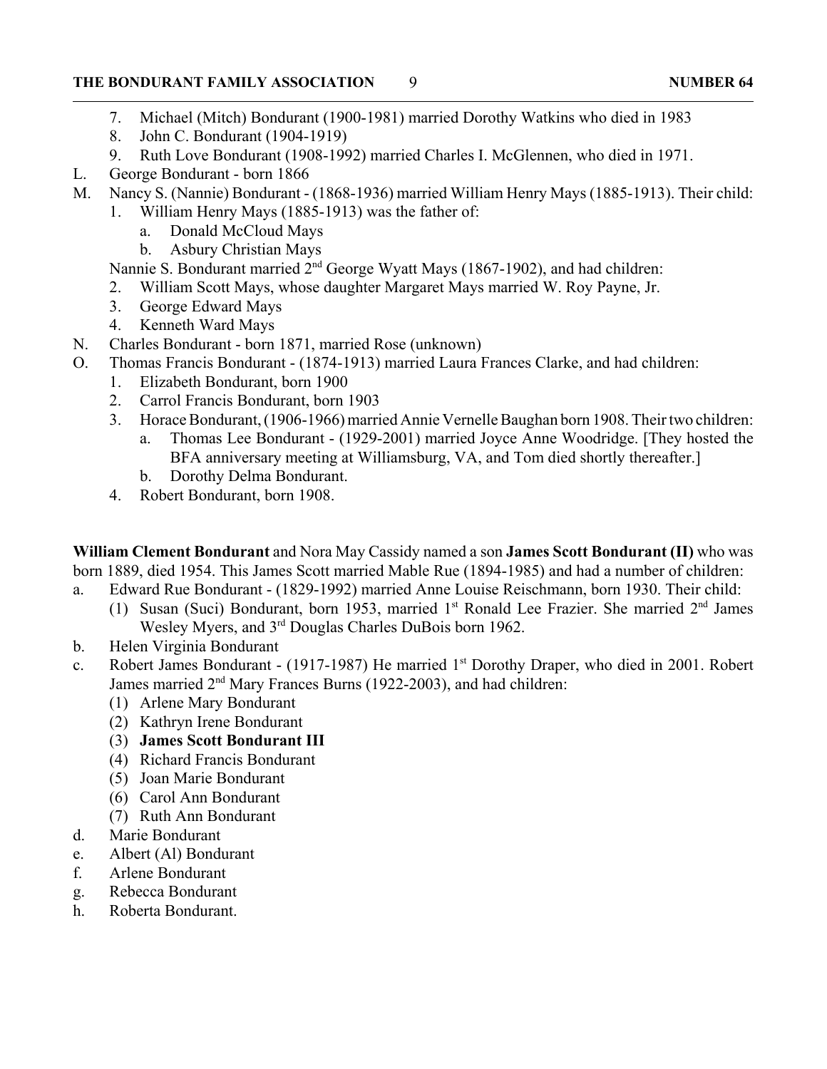7. Michael (Mitch) Bondurant (1900-1981) married Dorothy Watkins who died in 1983
8. John C. Bondurant (1904-1919)
9. Ruth Love Bondurant (1908-1992) married Charles I. McGlennen, who died in 1971.

L. George Bondurant - born 1866

M. Nancy S. (Nannie) Bondurant - (1868-1936) married William Henry Mays (1885-1913). Their child:
   1. William Henry Mays (1885-1913) was the father of:
      a. Donald McCloud Mays
      b. Asbury Christian Mays

   Nannie S. Bondurant married 2nd George Wyatt Mays (1867-1902), and had children:
   2. William Scott Mays, whose daughter Margaret Mays married W. Roy Payne, Jr.
   3. George Edward Mays
   4. Kenneth Ward Mays

N. Charles Bondurant - born 1871, married Rose (unknown)

O. Thomas Francis Bondurant - (1874-1913) married Laura Frances Clarke, and had children:
   1. Elizabeth Bondurant, born 1900
   2. Carrol Francis Bondurant, born 1903
   3. Horace Bondurant, (1906-1966) married Annie Vernelle Baughan born 1908. Their two children:
      a. Thomas Lee Bondurant - (1929-2001) married Joyce Anne Woodridge. [They hosted the BFA anniversary meeting at Williamsburg, VA, and Tom died shortly thereafter.]
      b. Dorothy Delma Bondurant.
   4. Robert Bondurant, born 1908.

**William Clement Bondurant** and Nora May Cassidy named a son **James Scott Bondurant (II)** who was born 1889, died 1954. This James Scott married Mable Rue (1894-1985) and had a number of children:

a. Edward Rue Bondurant - (1829-1992) married Anne Louise Reischmann, born 1930. Their child:
   (1) Susan (Suci) Bondurant, born 1953, married 1st Ronald Lee Frazier. She married 2nd James Wesley Myers, and 3rd Douglas Charles DuBois born 1962.

b. Helen Virginia Bondurant

c. Robert James Bondurant - (1917-1987) He married 1st Dorothy Draper, who died in 2001. Robert James married 2nd Mary Frances Burns (1922-2003), and had children:
   (1) Arlene Mary Bondurant
   (2) Kathryn Irene Bondurant
   (3) **James Scott Bondurant III**
   (4) Richard Francis Bondurant
   (5) Joan Marie Bondurant
   (6) Carol Ann Bondurant
   (7) Ruth Ann Bondurant

d. Marie Bondurant

e. Albert (Al) Bondurant

f. Arlene Bondurant

g. Rebecca Bondurant

h. Roberta Bondurant.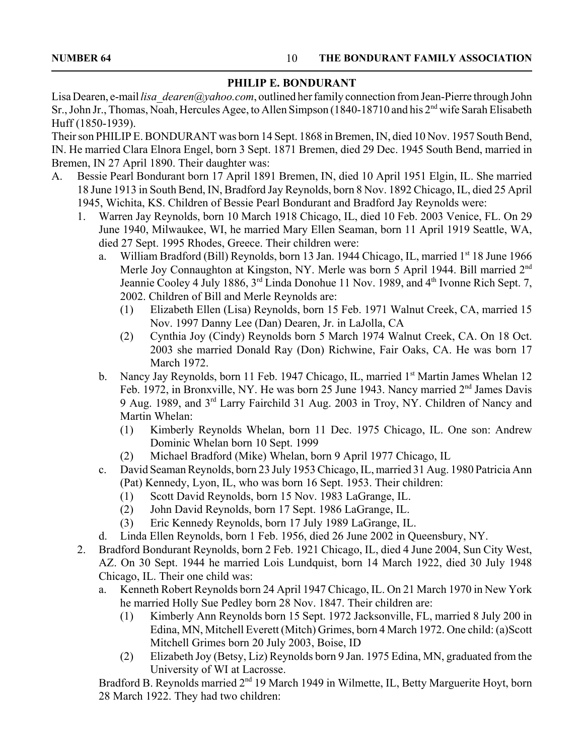## PHILIP E. BONDURANT

Lisa Dearen, e-mail *lisa_dearen@yahoo.com*, outlined her family connection from Jean-Pierre through John Sr., John Jr., Thomas, Noah, Hercules Agee, to Allen Simpson (1840-18710 and his 2nd wife Sarah Elisabeth Huff (1850-1939).

Their son PHILIP E. BONDURANT was born 14 Sept. 1868 in Bremen, IN, died 10 Nov. 1957 South Bend, IN. He married Clara Elnora Engel, born 3 Sept. 1871 Bremen, died 29 Dec. 1945 South Bend, married in Bremen, IN 27 April 1890. Their daughter was:

A. Bessie Pearl Bondurant born 17 April 1891 Bremen, IN, died 10 April 1951 Elgin, IL. She married 18 June 1913 in South Bend, IN, Bradford Jay Reynolds, born 8 Nov. 1892 Chicago, IL, died 25 April 1945, Wichita, KS. Children of Bessie Pearl Bondurant and Bradford Jay Reynolds were:

   1. Warren Jay Reynolds, born 10 March 1918 Chicago, IL, died 10 Feb. 2003 Venice, FL. On 29 June 1940, Milwaukee, WI, he married Mary Ellen Seaman, born 11 April 1919 Seattle, WA, died 27 Sept. 1995 Rhodes, Greece. Their children were:

      a. William Bradford (Bill) Reynolds, born 13 Jan. 1944 Chicago, IL, married 1st 18 June 1966 Merle Joy Connaughton at Kingston, NY. Merle was born 5 April 1944. Bill married 2nd Jeannie Cooley 4 July 1886, 3rd Linda Donohue 11 Nov. 1989, and 4th Ivonne Rich Sept. 7, 2002. Children of Bill and Merle Reynolds are:

         (1) Elizabeth Ellen (Lisa) Reynolds, born 15 Feb. 1971 Walnut Creek, CA, married 15 Nov. 1997 Danny Lee (Dan) Dearen, Jr. in LaJolla, CA

         (2) Cynthia Joy (Cindy) Reynolds born 5 March 1974 Walnut Creek, CA. On 18 Oct. 2003 she married Donald Ray (Don) Richwine, Fair Oaks, CA. He was born 17 March 1972.

      b. Nancy Jay Reynolds, born 11 Feb. 1947 Chicago, IL, married 1st Martin James Whelan 12 Feb. 1972, in Bronxville, NY. He was born 25 June 1943. Nancy married 2nd James Davis 9 Aug. 1989, and 3rd Larry Fairchild 31 Aug. 2003 in Troy, NY. Children of Nancy and Martin Whelan:

         (1) Kimberly Reynolds Whelan, born 11 Dec. 1975 Chicago, IL. One son: Andrew Dominic Whelan born 10 Sept. 1999

         (2) Michael Bradford (Mike) Whelan, born 9 April 1977 Chicago, IL

      c. David Seaman Reynolds, born 23 July 1953 Chicago, IL, married 31 Aug. 1980 Patricia Ann (Pat) Kennedy, Lyon, IL, who was born 16 Sept. 1953. Their children:

         (1) Scott David Reynolds, born 15 Nov. 1983 LaGrange, IL.

         (2) John David Reynolds, born 17 Sept. 1986 LaGrange, IL.

         (3) Eric Kennedy Reynolds, born 17 July 1989 LaGrange, IL.

      d. Linda Ellen Reynolds, born 1 Feb. 1956, died 26 June 2002 in Queensbury, NY.

   2. Bradford Bondurant Reynolds, born 2 Feb. 1921 Chicago, IL, died 4 June 2004, Sun City West, AZ. On 30 Sept. 1944 he married Lois Lundquist, born 14 March 1922, died 30 July 1948 Chicago, IL. Their one child was:

      a. Kenneth Robert Reynolds born 24 April 1947 Chicago, IL. On 21 March 1970 in New York he married Holly Sue Pedley born 28 Nov. 1847. Their children are:

         (1) Kimberly Ann Reynolds born 15 Sept. 1972 Jacksonville, FL, married 8 July 200 in Edina, MN, Mitchell Everett (Mitch) Grimes, born 4 March 1972. One child: (a)Scott Mitchell Grimes born 20 July 2003, Boise, ID

         (2) Elizabeth Joy (Betsy, Liz) Reynolds born 9 Jan. 1975 Edina, MN, graduated from the University of WI at Lacrosse.

   Bradford B. Reynolds married 2nd 19 March 1949 in Wilmette, IL, Betty Marguerite Hoyt, born 28 March 1922. They had two children: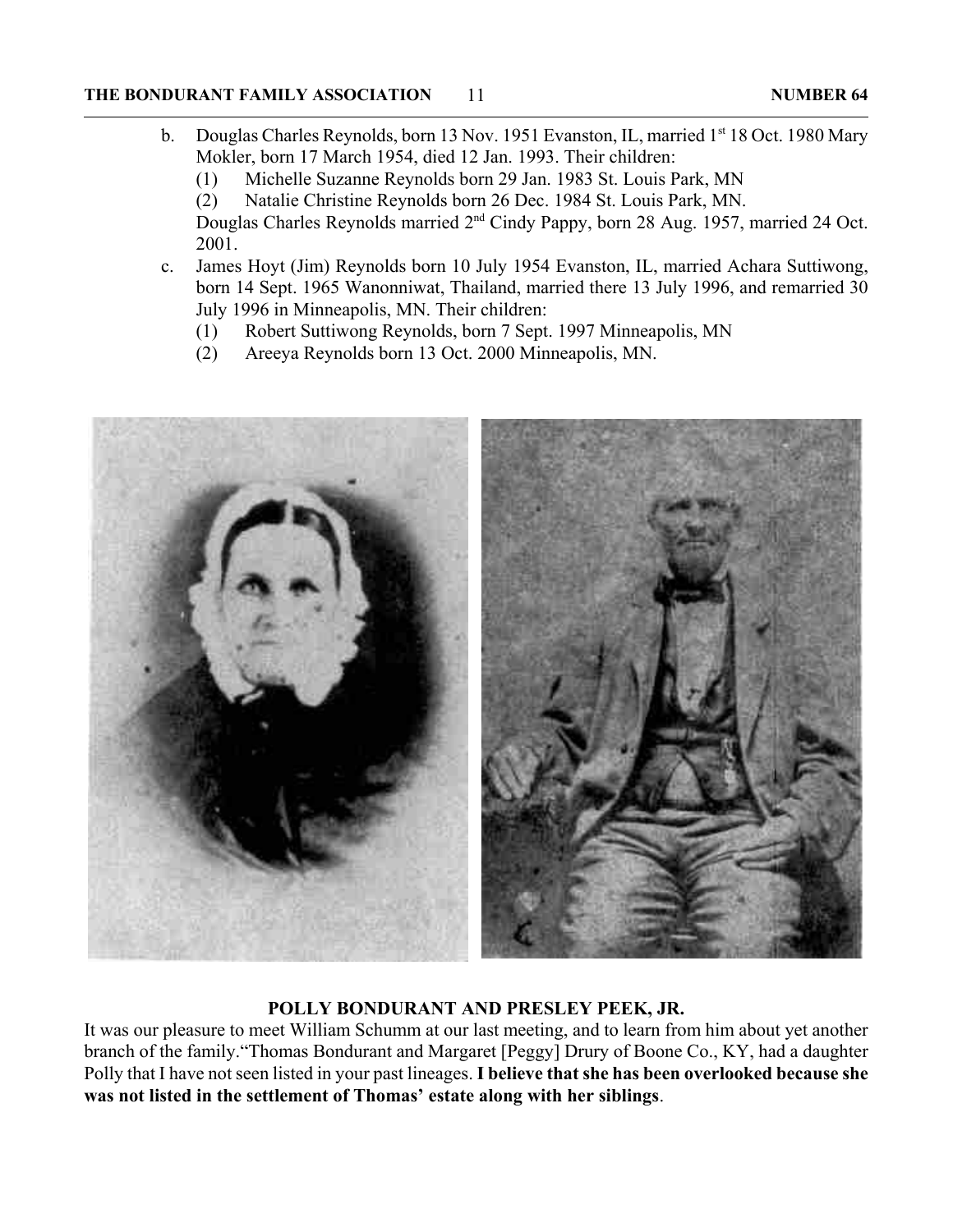b. Douglas Charles Reynolds, born 13 Nov. 1951 Evanston, IL, married 1st 18 Oct. 1980 Mary Mokler, born 17 March 1954, died 12 Jan. 1993. Their children:
   (1) Michelle Suzanne Reynolds born 29 Jan. 1983 St. Louis Park, MN
   (2) Natalie Christine Reynolds born 26 Dec. 1984 St. Louis Park, MN.

   Douglas Charles Reynolds married 2nd Cindy Pappy, born 28 Aug. 1957, married 24 Oct. 2001.

c. James Hoyt (Jim) Reynolds born 10 July 1954 Evanston, IL, married Achara Suttiwong, born 14 Sept. 1965 Wanonniwat, Thailand, married there 13 July 1996, and remarried 30 July 1996 in Minneapolis, MN. Their children:
   (1) Robert Suttiwong Reynolds, born 7 Sept. 1997 Minneapolis, MN
   (2) Areeya Reynolds born 13 Oct. 2000 Minneapolis, MN.

## POLLY BONDURANT AND PRESLEY PEEK, JR.

It was our pleasure to meet William Schumm at our last meeting, and to learn from him about yet another branch of the family."Thomas Bondurant and Margaret [Peggy] Drury of Boone Co., KY, had a daughter Polly that I have not seen listed in your past lineages. **I believe that she has been overlooked because she was not listed in the settlement of Thomas' estate along with her siblings**.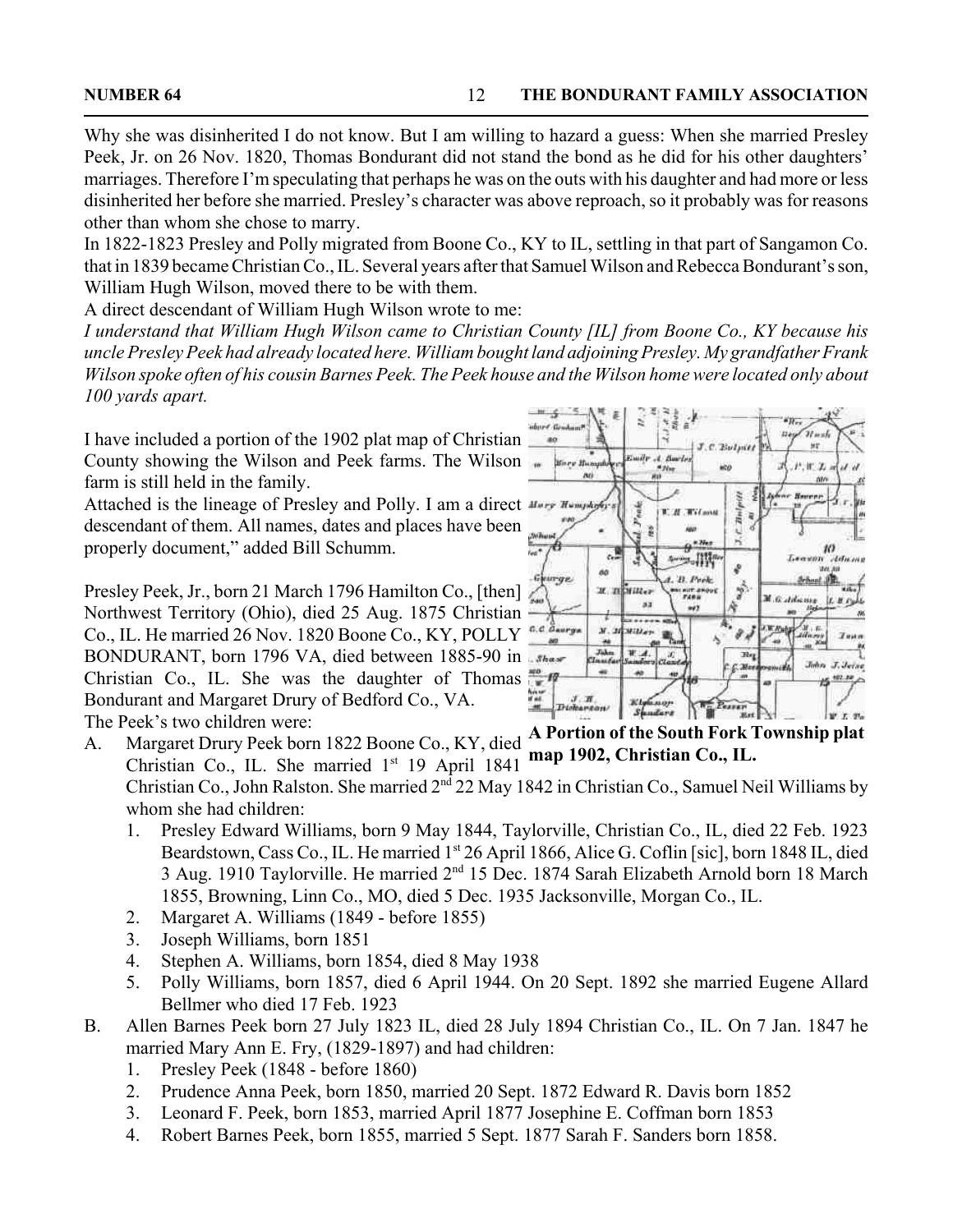Why she was disinherited I do not know. But I am willing to hazard a guess: When she married Presley Peek, Jr. on 26 Nov. 1820, Thomas Bondurant did not stand the bond as he did for his other daughters' marriages. Therefore I'm speculating that perhaps he was on the outs with his daughter and had more or less disinherited her before she married. Presley's character was above reproach, so it probably was for reasons other than whom she chose to marry.

In 1822-1823 Presley and Polly migrated from Boone Co., KY to IL, settling in that part of Sangamon Co. that in 1839 became Christian Co., IL. Several years after that Samuel Wilson and Rebecca Bondurant's son, William Hugh Wilson, moved there to be with them.

A direct descendant of William Hugh Wilson wrote to me:

*I understand that William Hugh Wilson came to Christian County [IL] from Boone Co., KY because his uncle Presley Peek had already located here. William bought land adjoining Presley. My grandfather Frank Wilson spoke often of his cousin Barnes Peek. The Peek house and the Wilson home were located only about 100 yards apart.*

I have included a portion of the 1902 plat map of Christian County showing the Wilson and Peek farms. The Wilson farm is still held in the family.

Attached is the lineage of Presley and Polly. I am a direct descendant of them. All names, dates and places have been properly document," added Bill Schumm.

**A Portion of the South Fork Township plat map 1902, Christian Co., IL.**

Presley Peek, Jr., born 21 March 1796 Hamilton Co., [then] Northwest Territory (Ohio), died 25 Aug. 1875 Christian Co., IL. He married 26 Nov. 1820 Boone Co., KY, POLLY BONDURANT, born 1796 VA, died between 1885-90 in Christian Co., IL. She was the daughter of Thomas Bondurant and Margaret Drury of Bedford Co., VA.

The Peek's two children were:

A. Margaret Drury Peek born 1822 Boone Co., KY, died Christian Co., IL. She married 1st 19 April 1841 Christian Co., John Ralston. She married 2nd 22 May 1842 in Christian Co., Samuel Neil Williams by whom she had children:
   1. Presley Edward Williams, born 9 May 1844, Taylorville, Christian Co., IL, died 22 Feb. 1923 Beardstown, Cass Co., IL. He married 1st 26 April 1866, Alice G. Coflin [sic], born 1848 IL, died 3 Aug. 1910 Taylorville. He married 2nd 15 Dec. 1874 Sarah Elizabeth Arnold born 18 March 1855, Browning, Linn Co., MO, died 5 Dec. 1935 Jacksonville, Morgan Co., IL.
   2. Margaret A. Williams (1849 - before 1855)
   3. Joseph Williams, born 1851
   4. Stephen A. Williams, born 1854, died 8 May 1938
   5. Polly Williams, born 1857, died 6 April 1944. On 20 Sept. 1892 she married Eugene Allard Bellmer who died 17 Feb. 1923

B. Allen Barnes Peek born 27 July 1823 IL, died 28 July 1894 Christian Co., IL. On 7 Jan. 1847 he married Mary Ann E. Fry, (1829-1897) and had children:
   1. Presley Peek (1848 - before 1860)
   2. Prudence Anna Peek, born 1850, married 20 Sept. 1872 Edward R. Davis born 1852
   3. Leonard F. Peek, born 1853, married April 1877 Josephine E. Coffman born 1853
   4. Robert Barnes Peek, born 1855, married 5 Sept. 1877 Sarah F. Sanders born 1858.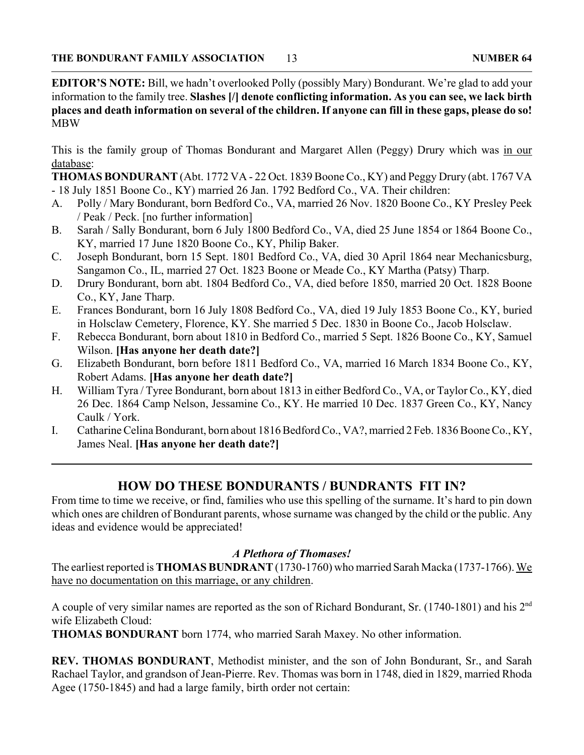**EDITOR'S NOTE:** Bill, we hadn't overlooked Polly (possibly Mary) Bondurant. We're glad to add your information to the family tree. **Slashes [/] denote conflicting information. As you can see, we lack birth places and death information on several of the children. If anyone can fill in these gaps, please do so!** MBW

This is the family group of Thomas Bondurant and Margaret Allen (Peggy) Drury which was <u>in our database</u>:

**THOMAS BONDURANT** (Abt. 1772 VA - 22 Oct. 1839 Boone Co., KY) and Peggy Drury (abt. 1767 VA - 18 July 1851 Boone Co., KY) married 26 Jan. 1792 Bedford Co., VA. Their children:

A. Polly / Mary Bondurant, born Bedford Co., VA, married 26 Nov. 1820 Boone Co., KY Presley Peek / Peak / Peck. [no further information]
B. Sarah / Sally Bondurant, born 6 July 1800 Bedford Co., VA, died 25 June 1854 or 1864 Boone Co., KY, married 17 June 1820 Boone Co., KY, Philip Baker.
C. Joseph Bondurant, born 15 Sept. 1801 Bedford Co., VA, died 30 April 1864 near Mechanicsburg, Sangamon Co., IL, married 27 Oct. 1823 Boone or Meade Co., KY Martha (Patsy) Tharp.
D. Drury Bondurant, born abt. 1804 Bedford Co., VA, died before 1850, married 20 Oct. 1828 Boone Co., KY, Jane Tharp.
E. Frances Bondurant, born 16 July 1808 Bedford Co., VA, died 19 July 1853 Boone Co., KY, buried in Holsclaw Cemetery, Florence, KY. She married 5 Dec. 1830 in Boone Co., Jacob Holsclaw.
F. Rebecca Bondurant, born about 1810 in Bedford Co., married 5 Sept. 1826 Boone Co., KY, Samuel Wilson. **[Has anyone her death date?]**
G. Elizabeth Bondurant, born before 1811 Bedford Co., VA, married 16 March 1834 Boone Co., KY, Robert Adams. **[Has anyone her death date?]**
H. William Tyra / Tyree Bondurant, born about 1813 in either Bedford Co., VA, or Taylor Co., KY, died 26 Dec. 1864 Camp Nelson, Jessamine Co., KY. He married 10 Dec. 1837 Green Co., KY, Nancy Caulk / York.
I. Catharine Celina Bondurant, born about 1816 Bedford Co., VA?, married 2 Feb. 1836 Boone Co., KY, James Neal. **[Has anyone her death date?]**

---

## HOW DO THESE BONDURANTS / BUNDRANTS FIT IN?

From time to time we receive, or find, families who use this spelling of the surname. It's hard to pin down which ones are children of Bondurant parents, whose surname was changed by the child or the public. Any ideas and evidence would be appreciated!

### *A Plethora of Thomases!*

The earliest reported is **THOMAS BUNDRANT** (1730-1760) who married Sarah Macka (1737-1766). <u>We have no documentation on this marriage, or any children</u>.

A couple of very similar names are reported as the son of Richard Bondurant, Sr. (1740-1801) and his 2nd wife Elizabeth Cloud:

**THOMAS BONDURANT** born 1774, who married Sarah Maxey. No other information.

**REV. THOMAS BONDURANT**, Methodist minister, and the son of John Bondurant, Sr., and Sarah Rachael Taylor, and grandson of Jean-Pierre. Rev. Thomas was born in 1748, died in 1829, married Rhoda Agee (1750-1845) and had a large family, birth order not certain: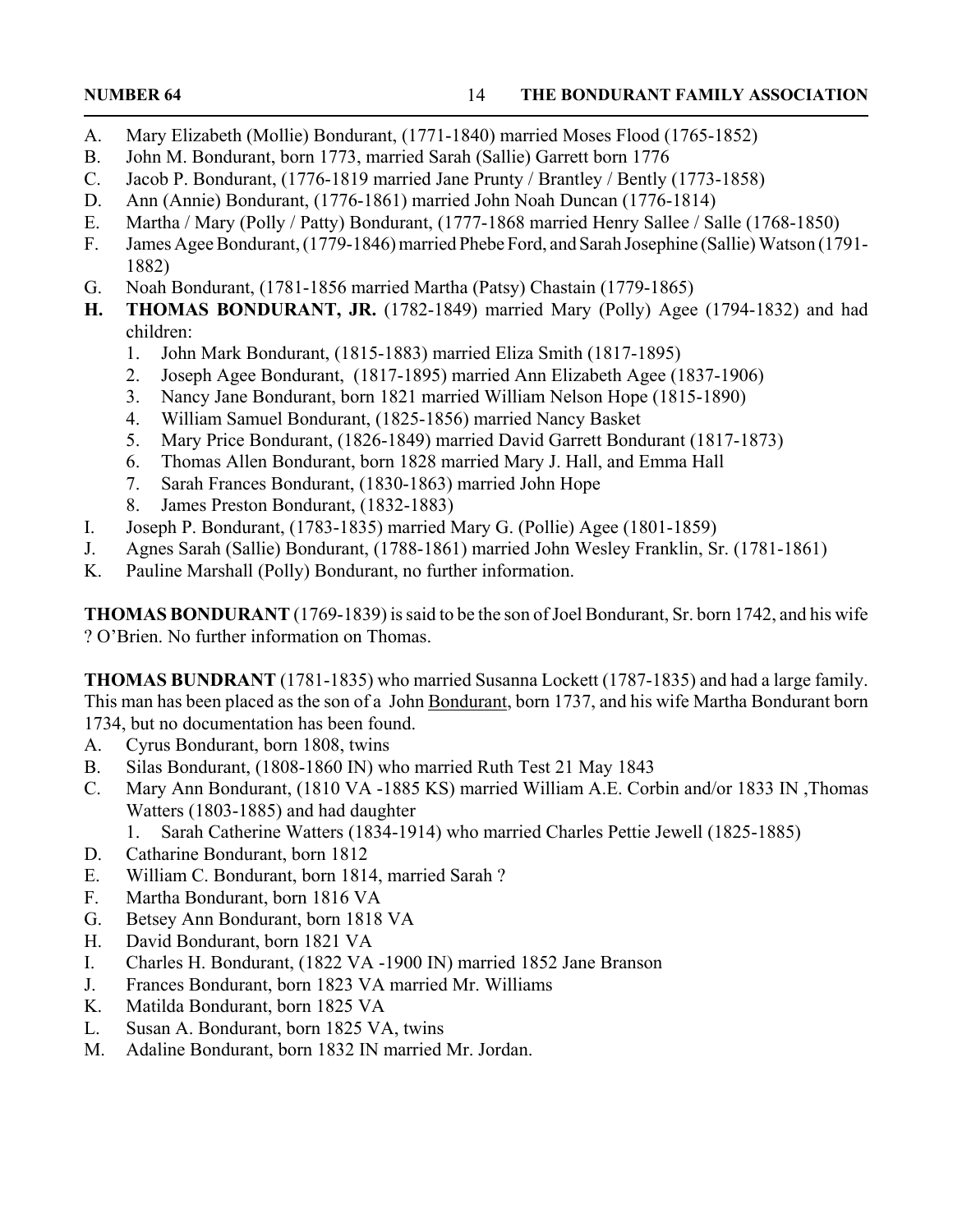A. Mary Elizabeth (Mollie) Bondurant, (1771-1840) married Moses Flood (1765-1852)
B. John M. Bondurant, born 1773, married Sarah (Sallie) Garrett born 1776
C. Jacob P. Bondurant, (1776-1819 married Jane Prunty / Brantley / Bently (1773-1858)
D. Ann (Annie) Bondurant, (1776-1861) married John Noah Duncan (1776-1814)
E. Martha / Mary (Polly / Patty) Bondurant, (1777-1868 married Henry Sallee / Salle (1768-1850)
F. James Agee Bondurant, (1779-1846) married Phebe Ford, and Sarah Josephine (Sallie) Watson (1791-1882)
G. Noah Bondurant, (1781-1856 married Martha (Patsy) Chastain (1779-1865)
**H. THOMAS BONDURANT, JR.** (1782-1849) married Mary (Polly) Agee (1794-1832) and had children:
   1. John Mark Bondurant, (1815-1883) married Eliza Smith (1817-1895)
   2. Joseph Agee Bondurant, (1817-1895) married Ann Elizabeth Agee (1837-1906)
   3. Nancy Jane Bondurant, born 1821 married William Nelson Hope (1815-1890)
   4. William Samuel Bondurant, (1825-1856) married Nancy Basket
   5. Mary Price Bondurant, (1826-1849) married David Garrett Bondurant (1817-1873)
   6. Thomas Allen Bondurant, born 1828 married Mary J. Hall, and Emma Hall
   7. Sarah Frances Bondurant, (1830-1863) married John Hope
   8. James Preston Bondurant, (1832-1883)
I. Joseph P. Bondurant, (1783-1835) married Mary G. (Pollie) Agee (1801-1859)
J. Agnes Sarah (Sallie) Bondurant, (1788-1861) married John Wesley Franklin, Sr. (1781-1861)
K. Pauline Marshall (Polly) Bondurant, no further information.

**THOMAS BONDURANT** (1769-1839) is said to be the son of Joel Bondurant, Sr. born 1742, and his wife ? O'Brien. No further information on Thomas.

**THOMAS BUNDRANT** (1781-1835) who married Susanna Lockett (1787-1835) and had a large family. This man has been placed as the son of a John Bondurant, born 1737, and his wife Martha Bondurant born 1734, but no documentation has been found.

A. Cyrus Bondurant, born 1808, twins
B. Silas Bondurant, (1808-1860 IN) who married Ruth Test 21 May 1843
C. Mary Ann Bondurant, (1810 VA -1885 KS) married William A.E. Corbin and/or 1833 IN ,Thomas Watters (1803-1885) and had daughter
   1. Sarah Catherine Watters (1834-1914) who married Charles Pettie Jewell (1825-1885)
D. Catharine Bondurant, born 1812
E. William C. Bondurant, born 1814, married Sarah ?
F. Martha Bondurant, born 1816 VA
G. Betsey Ann Bondurant, born 1818 VA
H. David Bondurant, born 1821 VA
I. Charles H. Bondurant, (1822 VA -1900 IN) married 1852 Jane Branson
J. Frances Bondurant, born 1823 VA married Mr. Williams
K. Matilda Bondurant, born 1825 VA
L. Susan A. Bondurant, born 1825 VA, twins
M. Adaline Bondurant, born 1832 IN married Mr. Jordan.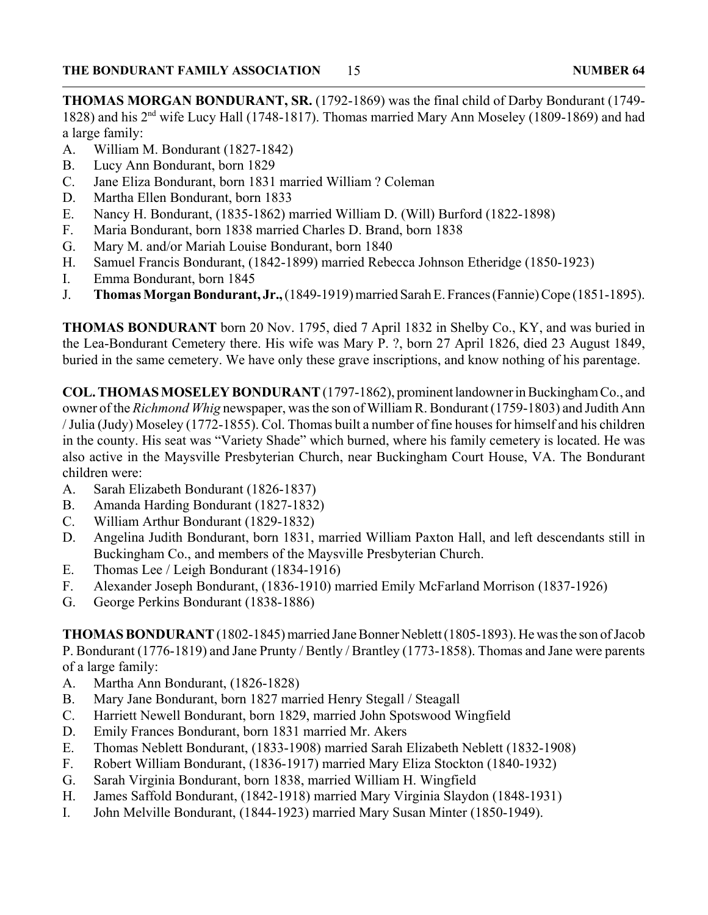**THOMAS MORGAN BONDURANT, SR.** (1792-1869) was the final child of Darby Bondurant (1749-1828) and his 2nd wife Lucy Hall (1748-1817). Thomas married Mary Ann Moseley (1809-1869) and had a large family:

A. William M. Bondurant (1827-1842)
B. Lucy Ann Bondurant, born 1829
C. Jane Eliza Bondurant, born 1831 married William ? Coleman
D. Martha Ellen Bondurant, born 1833
E. Nancy H. Bondurant, (1835-1862) married William D. (Will) Burford (1822-1898)
F. Maria Bondurant, born 1838 married Charles D. Brand, born 1838
G. Mary M. and/or Mariah Louise Bondurant, born 1840
H. Samuel Francis Bondurant, (1842-1899) married Rebecca Johnson Etheridge (1850-1923)
I. Emma Bondurant, born 1845
J. **Thomas Morgan Bondurant, Jr.,** (1849-1919) married Sarah E. Frances (Fannie) Cope (1851-1895).

**THOMAS BONDURANT** born 20 Nov. 1795, died 7 April 1832 in Shelby Co., KY, and was buried in the Lea-Bondurant Cemetery there. His wife was Mary P. ?, born 27 April 1826, died 23 August 1849, buried in the same cemetery. We have only these grave inscriptions, and know nothing of his parentage.

**COL. THOMAS MOSELEY BONDURANT** (1797-1862), prominent landowner in Buckingham Co., and owner of the *Richmond Whig* newspaper, was the son of William R. Bondurant (1759-1803) and Judith Ann / Julia (Judy) Moseley (1772-1855). Col. Thomas built a number of fine houses for himself and his children in the county. His seat was "Variety Shade" which burned, where his family cemetery is located. He was also active in the Maysville Presbyterian Church, near Buckingham Court House, VA. The Bondurant children were:

A. Sarah Elizabeth Bondurant (1826-1837)
B. Amanda Harding Bondurant (1827-1832)
C. William Arthur Bondurant (1829-1832)
D. Angelina Judith Bondurant, born 1831, married William Paxton Hall, and left descendants still in Buckingham Co., and members of the Maysville Presbyterian Church.
E. Thomas Lee / Leigh Bondurant (1834-1916)
F. Alexander Joseph Bondurant, (1836-1910) married Emily McFarland Morrison (1837-1926)
G. George Perkins Bondurant (1838-1886)

**THOMAS BONDURANT** (1802-1845) married Jane Bonner Neblett (1805-1893). He was the son of Jacob P. Bondurant (1776-1819) and Jane Prunty / Bently / Brantley (1773-1858). Thomas and Jane were parents of a large family:

A. Martha Ann Bondurant, (1826-1828)
B. Mary Jane Bondurant, born 1827 married Henry Stegall / Steagall
C. Harriett Newell Bondurant, born 1829, married John Spotswood Wingfield
D. Emily Frances Bondurant, born 1831 married Mr. Akers
E. Thomas Neblett Bondurant, (1833-1908) married Sarah Elizabeth Neblett (1832-1908)
F. Robert William Bondurant, (1836-1917) married Mary Eliza Stockton (1840-1932)
G. Sarah Virginia Bondurant, born 1838, married William H. Wingfield
H. James Saffold Bondurant, (1842-1918) married Mary Virginia Slaydon (1848-1931)
I. John Melville Bondurant, (1844-1923) married Mary Susan Minter (1850-1949).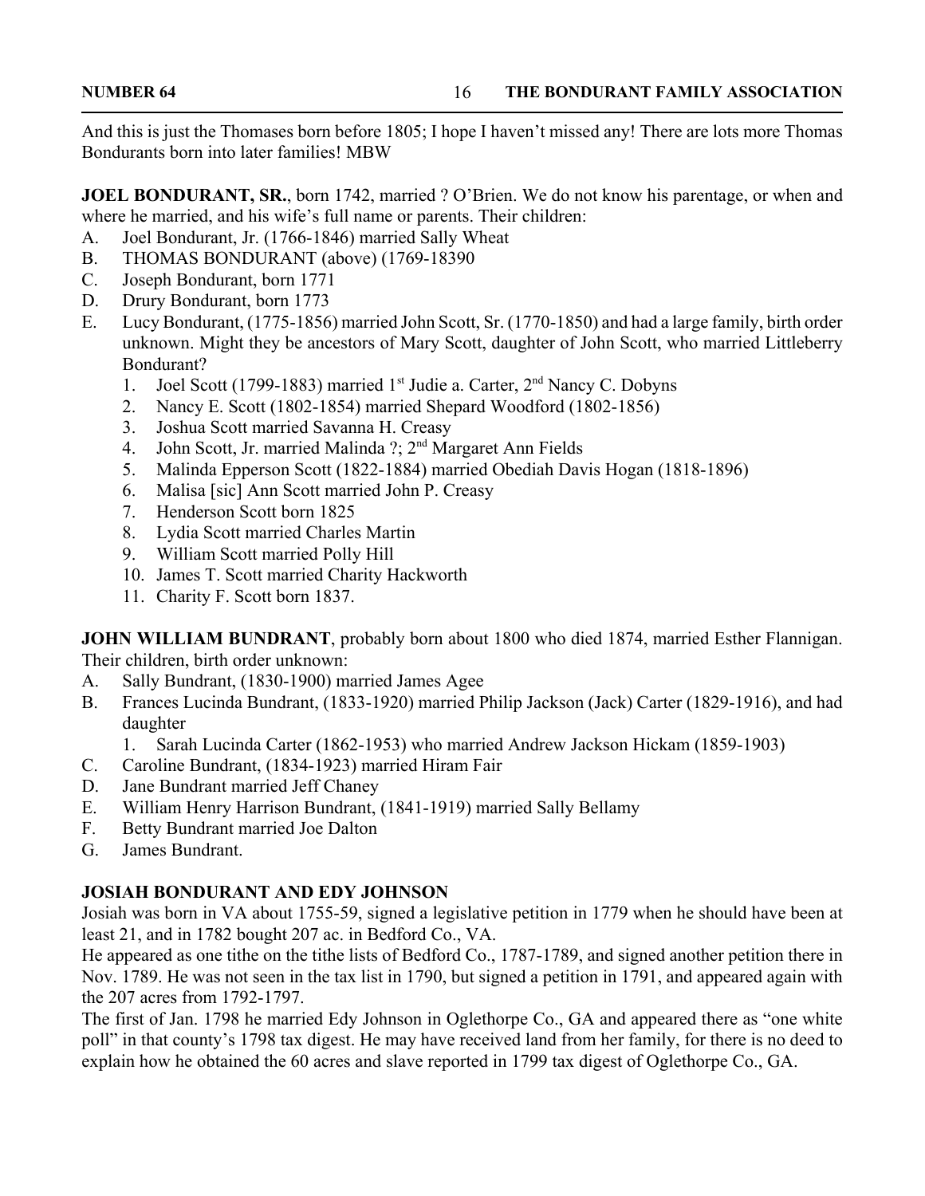And this is just the Thomases born before 1805; I hope I haven't missed any! There are lots more Thomas Bondurants born into later families! MBW

**JOEL BONDURANT, SR.**, born 1742, married ? O'Brien. We do not know his parentage, or when and where he married, and his wife's full name or parents. Their children:

A. Joel Bondurant, Jr. (1766-1846) married Sally Wheat
B. THOMAS BONDURANT (above) (1769-18390
C. Joseph Bondurant, born 1771
D. Drury Bondurant, born 1773
E. Lucy Bondurant, (1775-1856) married John Scott, Sr. (1770-1850) and had a large family, birth order unknown. Might they be ancestors of Mary Scott, daughter of John Scott, who married Littleberry Bondurant?
   1. Joel Scott (1799-1883) married 1st Judie a. Carter, 2nd Nancy C. Dobyns
   2. Nancy E. Scott (1802-1854) married Shepard Woodford (1802-1856)
   3. Joshua Scott married Savanna H. Creasy
   4. John Scott, Jr. married Malinda ?; 2nd Margaret Ann Fields
   5. Malinda Epperson Scott (1822-1884) married Obediah Davis Hogan (1818-1896)
   6. Malisa [sic] Ann Scott married John P. Creasy
   7. Henderson Scott born 1825
   8. Lydia Scott married Charles Martin
   9. William Scott married Polly Hill
   10. James T. Scott married Charity Hackworth
   11. Charity F. Scott born 1837.

**JOHN WILLIAM BUNDRANT**, probably born about 1800 who died 1874, married Esther Flannigan. Their children, birth order unknown:

A. Sally Bundrant, (1830-1900) married James Agee
B. Frances Lucinda Bundrant, (1833-1920) married Philip Jackson (Jack) Carter (1829-1916), and had daughter
   1. Sarah Lucinda Carter (1862-1953) who married Andrew Jackson Hickam (1859-1903)
C. Caroline Bundrant, (1834-1923) married Hiram Fair
D. Jane Bundrant married Jeff Chaney
E. William Henry Harrison Bundrant, (1841-1919) married Sally Bellamy
F. Betty Bundrant married Joe Dalton
G. James Bundrant.

**JOSIAH BONDURANT AND EDY JOHNSON**

Josiah was born in VA about 1755-59, signed a legislative petition in 1779 when he should have been at least 21, and in 1782 bought 207 ac. in Bedford Co., VA.

He appeared as one tithe on the tithe lists of Bedford Co., 1787-1789, and signed another petition there in Nov. 1789. He was not seen in the tax list in 1790, but signed a petition in 1791, and appeared again with the 207 acres from 1792-1797.

The first of Jan. 1798 he married Edy Johnson in Oglethorpe Co., GA and appeared there as "one white poll" in that county's 1798 tax digest. He may have received land from her family, for there is no deed to explain how he obtained the 60 acres and slave reported in 1799 tax digest of Oglethorpe Co., GA.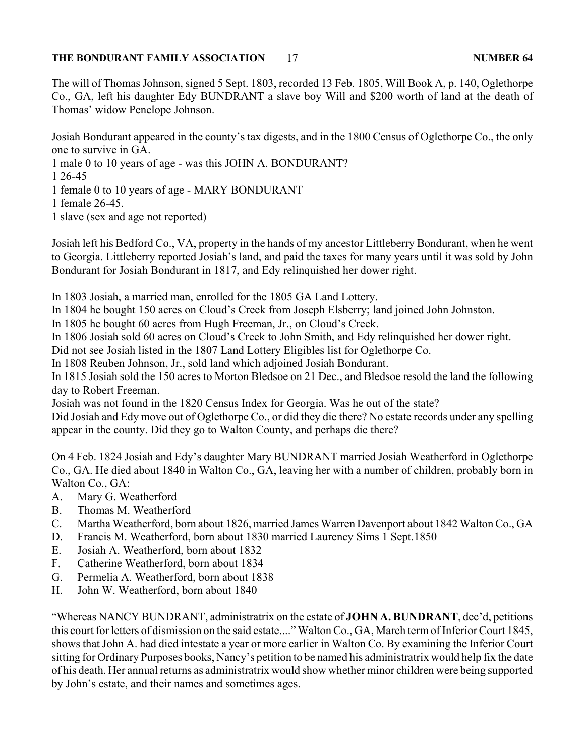The will of Thomas Johnson, signed 5 Sept. 1803, recorded 13 Feb. 1805, Will Book A, p. 140, Oglethorpe Co., GA, left his daughter Edy BUNDRANT a slave boy Will and $200 worth of land at the death of Thomas' widow Penelope Johnson.

Josiah Bondurant appeared in the county's tax digests, and in the 1800 Census of Oglethorpe Co., the only one to survive in GA.
1 male 0 to 10 years of age - was this JOHN A. BONDURANT?
1 26-45
1 female 0 to 10 years of age - MARY BONDURANT
1 female 26-45.
1 slave (sex and age not reported)

Josiah left his Bedford Co., VA, property in the hands of my ancestor Littleberry Bondurant, when he went to Georgia. Littleberry reported Josiah's land, and paid the taxes for many years until it was sold by John Bondurant for Josiah Bondurant in 1817, and Edy relinquished her dower right.

In 1803 Josiah, a married man, enrolled for the 1805 GA Land Lottery.
In 1804 he bought 150 acres on Cloud's Creek from Joseph Elsberry; land joined John Johnston.
In 1805 he bought 60 acres from Hugh Freeman, Jr., on Cloud's Creek.
In 1806 Josiah sold 60 acres on Cloud's Creek to John Smith, and Edy relinquished her dower right.
Did not see Josiah listed in the 1807 Land Lottery Eligibles list for Oglethorpe Co.
In 1808 Reuben Johnson, Jr., sold land which adjoined Josiah Bondurant.
In 1815 Josiah sold the 150 acres to Morton Bledsoe on 21 Dec., and Bledsoe resold the land the following day to Robert Freeman.
Josiah was not found in the 1820 Census Index for Georgia. Was he out of the state?
Did Josiah and Edy move out of Oglethorpe Co., or did they die there? No estate records under any spelling appear in the county. Did they go to Walton County, and perhaps die there?

On 4 Feb. 1824 Josiah and Edy's daughter Mary BUNDRANT married Josiah Weatherford in Oglethorpe Co., GA. He died about 1840 in Walton Co., GA, leaving her with a number of children, probably born in Walton Co., GA:

A. Mary G. Weatherford
B. Thomas M. Weatherford
C. Martha Weatherford, born about 1826, married James Warren Davenport about 1842 Walton Co., GA
D. Francis M. Weatherford, born about 1830 married Laurency Sims 1 Sept.1850
E. Josiah A. Weatherford, born about 1832
F. Catherine Weatherford, born about 1834
G. Permelia A. Weatherford, born about 1838
H. John W. Weatherford, born about 1840

"Whereas NANCY BUNDRANT, administratrix on the estate of **JOHN A. BUNDRANT**, dec'd, petitions this court for letters of dismission on the said estate...." Walton Co., GA, March term of Inferior Court 1845, shows that John A. had died intestate a year or more earlier in Walton Co. By examining the Inferior Court sitting for Ordinary Purposes books, Nancy's petition to be named his administratrix would help fix the date of his death. Her annual returns as administratrix would show whether minor children were being supported by John's estate, and their names and sometimes ages.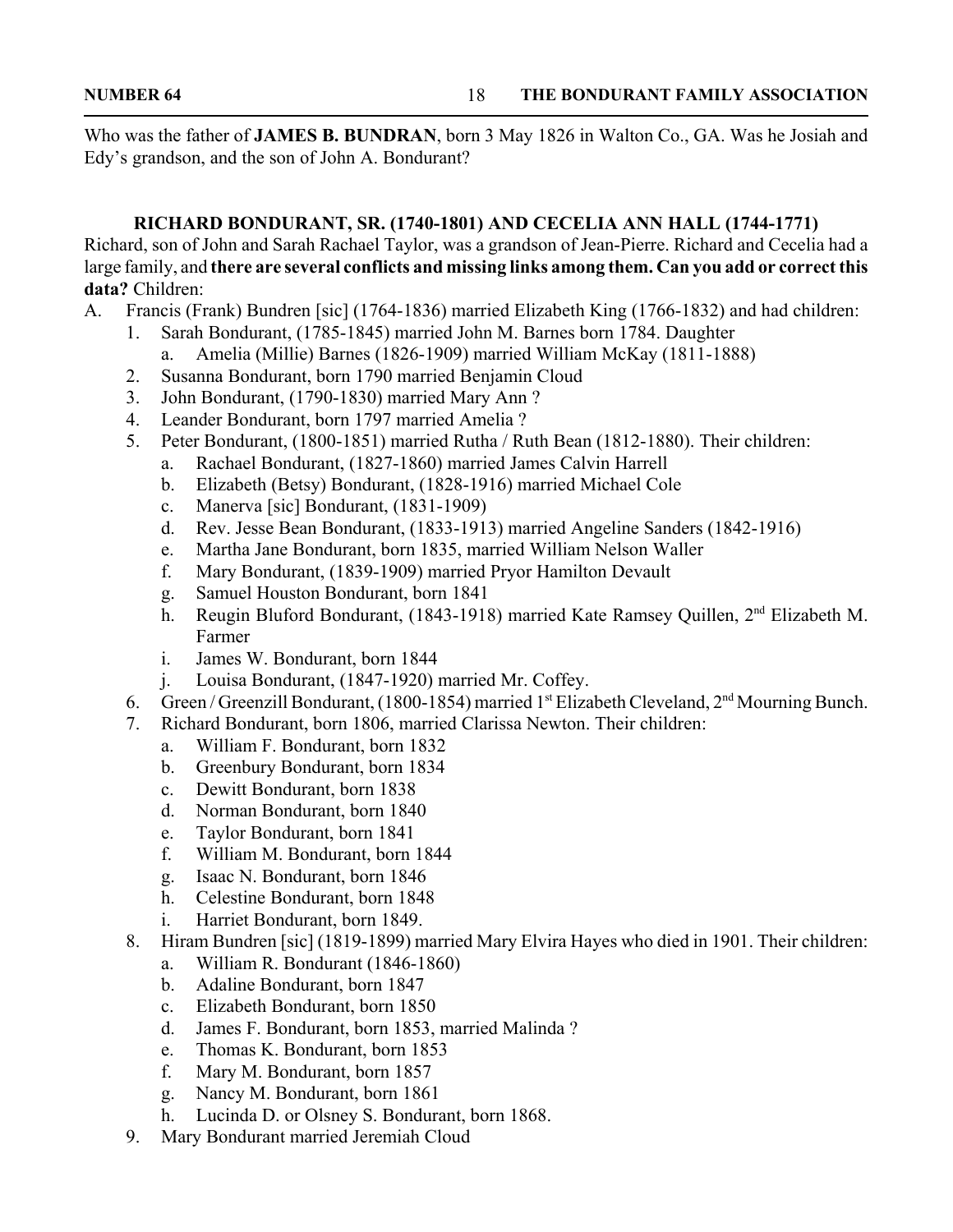Who was the father of **JAMES B. BUNDRAN**, born 3 May 1826 in Walton Co., GA. Was he Josiah and Edy's grandson, and the son of John A. Bondurant?

### RICHARD BONDURANT, SR. (1740-1801) AND CECELIA ANN HALL (1744-1771)

Richard, son of John and Sarah Rachael Taylor, was a grandson of Jean-Pierre. Richard and Cecelia had a large family, and **there are several conflicts and missing links among them. Can you add or correct this data?** Children:

A. Francis (Frank) Bundren [sic] (1764-1836) married Elizabeth King (1766-1832) and had children:
   1. Sarah Bondurant, (1785-1845) married John M. Barnes born 1784. Daughter
      a. Amelia (Millie) Barnes (1826-1909) married William McKay (1811-1888)
   2. Susanna Bondurant, born 1790 married Benjamin Cloud
   3. John Bondurant, (1790-1830) married Mary Ann ?
   4. Leander Bondurant, born 1797 married Amelia ?
   5. Peter Bondurant, (1800-1851) married Rutha / Ruth Bean (1812-1880). Their children:
      a. Rachael Bondurant, (1827-1860) married James Calvin Harrell
      b. Elizabeth (Betsy) Bondurant, (1828-1916) married Michael Cole
      c. Manerva [sic] Bondurant, (1831-1909)
      d. Rev. Jesse Bean Bondurant, (1833-1913) married Angeline Sanders (1842-1916)
      e. Martha Jane Bondurant, born 1835, married William Nelson Waller
      f. Mary Bondurant, (1839-1909) married Pryor Hamilton Devault
      g. Samuel Houston Bondurant, born 1841
      h. Reugin Bluford Bondurant, (1843-1918) married Kate Ramsey Quillen, 2nd Elizabeth M. Farmer
      i. James W. Bondurant, born 1844
      j. Louisa Bondurant, (1847-1920) married Mr. Coffey.
   6. Green / Greenzill Bondurant, (1800-1854) married 1st Elizabeth Cleveland, 2nd Mourning Bunch.
   7. Richard Bondurant, born 1806, married Clarissa Newton. Their children:
      a. William F. Bondurant, born 1832
      b. Greenbury Bondurant, born 1834
      c. Dewitt Bondurant, born 1838
      d. Norman Bondurant, born 1840
      e. Taylor Bondurant, born 1841
      f. William M. Bondurant, born 1844
      g. Isaac N. Bondurant, born 1846
      h. Celestine Bondurant, born 1848
      i. Harriet Bondurant, born 1849.
   8. Hiram Bundren [sic] (1819-1899) married Mary Elvira Hayes who died in 1901. Their children:
      a. William R. Bondurant (1846-1860)
      b. Adaline Bondurant, born 1847
      c. Elizabeth Bondurant, born 1850
      d. James F. Bondurant, born 1853, married Malinda ?
      e. Thomas K. Bondurant, born 1853
      f. Mary M. Bondurant, born 1857
      g. Nancy M. Bondurant, born 1861
      h. Lucinda D. or Olsney S. Bondurant, born 1868.
   9. Mary Bondurant married Jeremiah Cloud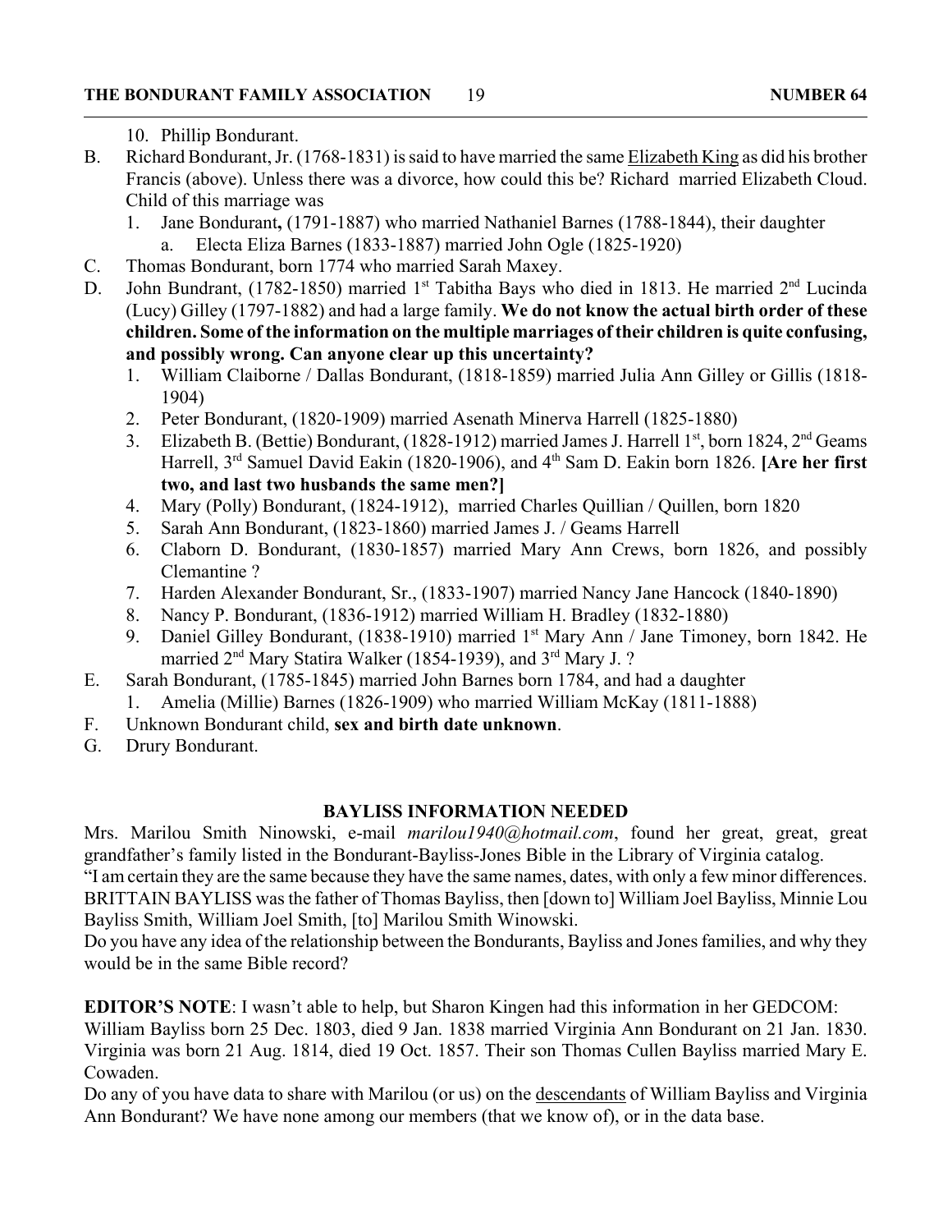10. Phillip Bondurant.

B. Richard Bondurant, Jr. (1768-1831) is said to have married the same Elizabeth King as did his brother Francis (above). Unless there was a divorce, how could this be? Richard married Elizabeth Cloud. Child of this marriage was
   1. Jane Bondurant**,** (1791-1887) who married Nathaniel Barnes (1788-1844), their daughter
      a. Electa Eliza Barnes (1833-1887) married John Ogle (1825-1920)

C. Thomas Bondurant, born 1774 who married Sarah Maxey.

D. John Bundrant, (1782-1850) married 1st Tabitha Bays who died in 1813. He married 2nd Lucinda (Lucy) Gilley (1797-1882) and had a large family. **We do not know the actual birth order of these children. Some of the information on the multiple marriages of their children is quite confusing, and possibly wrong. Can anyone clear up this uncertainty?**
   1. William Claiborne / Dallas Bondurant, (1818-1859) married Julia Ann Gilley or Gillis (1818-1904)
   2. Peter Bondurant, (1820-1909) married Asenath Minerva Harrell (1825-1880)
   3. Elizabeth B. (Bettie) Bondurant, (1828-1912) married James J. Harrell 1st, born 1824, 2nd Geams Harrell, 3rd Samuel David Eakin (1820-1906), and 4th Sam D. Eakin born 1826. **[Are her first two, and last two husbands the same men?]**
   4. Mary (Polly) Bondurant, (1824-1912), married Charles Quillian / Quillen, born 1820
   5. Sarah Ann Bondurant, (1823-1860) married James J. / Geams Harrell
   6. Claborn D. Bondurant, (1830-1857) married Mary Ann Crews, born 1826, and possibly Clementine ?
   7. Harden Alexander Bondurant, Sr., (1833-1907) married Nancy Jane Hancock (1840-1890)
   8. Nancy P. Bondurant, (1836-1912) married William H. Bradley (1832-1880)
   9. Daniel Gilley Bondurant, (1838-1910) married 1st Mary Ann / Jane Timoney, born 1842. He married 2nd Mary Statira Walker (1854-1939), and 3rd Mary J. ?

E. Sarah Bondurant, (1785-1845) married John Barnes born 1784, and had a daughter
   1. Amelia (Millie) Barnes (1826-1909) who married William McKay (1811-1888)

F. Unknown Bondurant child, **sex and birth date unknown**.

G. Drury Bondurant.

## BAYLISS INFORMATION NEEDED

Mrs. Marilou Smith Ninowski, e-mail *marilou1940@hotmail.com*, found her great, great, great grandfather's family listed in the Bondurant-Bayliss-Jones Bible in the Library of Virginia catalog.

"I am certain they are the same because they have the same names, dates, with only a few minor differences. BRITTAIN BAYLISS was the father of Thomas Bayliss, then [down to] William Joel Bayliss, Minnie Lou Bayliss Smith, William Joel Smith, [to] Marilou Smith Winowski.

Do you have any idea of the relationship between the Bondurants, Bayliss and Jones families, and why they would be in the same Bible record?

**EDITOR'S NOTE**: I wasn't able to help, but Sharon Kingen had this information in her GEDCOM: William Bayliss born 25 Dec. 1803, died 9 Jan. 1838 married Virginia Ann Bondurant on 21 Jan. 1830. Virginia was born 21 Aug. 1814, died 19 Oct. 1857. Their son Thomas Cullen Bayliss married Mary E. Cowaden.

Do any of you have data to share with Marilou (or us) on the descendants of William Bayliss and Virginia Ann Bondurant? We have none among our members (that we know of), or in the data base.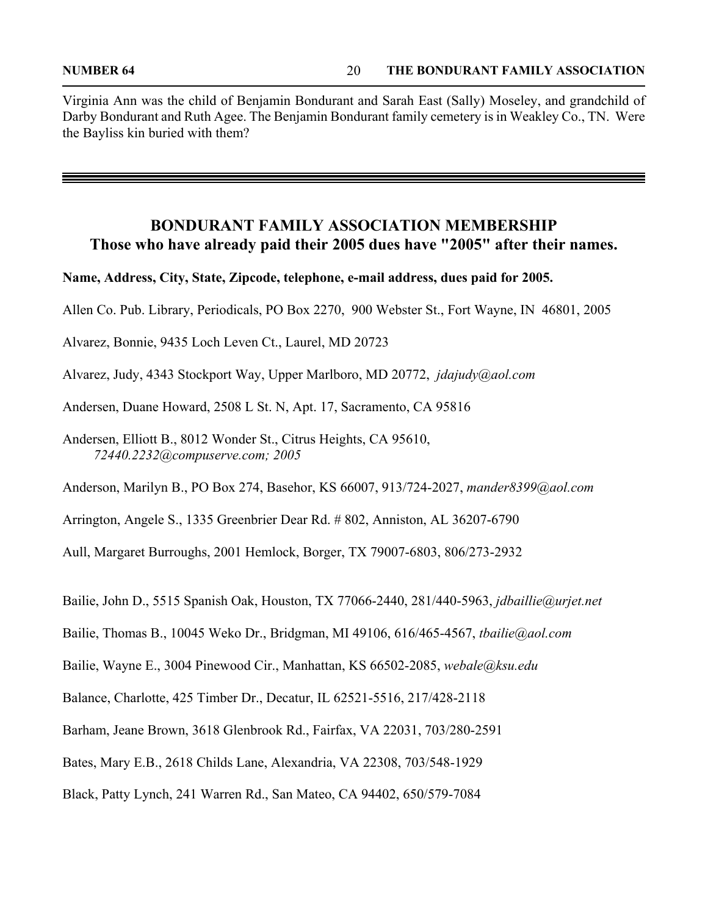Virginia Ann was the child of Benjamin Bondurant and Sarah East (Sally) Moseley, and grandchild of Darby Bondurant and Ruth Agee. The Benjamin Bondurant family cemetery is in Weakley Co., TN. Were the Bayliss kin buried with them?

---

## BONDURANT FAMILY ASSOCIATION MEMBERSHIP
## Those who have already paid their 2005 dues have "2005" after their names.

**Name, Address, City, State, Zipcode, telephone, e-mail address, dues paid for 2005.**

Allen Co. Pub. Library, Periodicals, PO Box 2270, 900 Webster St., Fort Wayne, IN 46801, 2005

Alvarez, Bonnie, 9435 Loch Leven Ct., Laurel, MD 20723

Alvarez, Judy, 4343 Stockport Way, Upper Marlboro, MD 20772, *jdajudy@aol.com*

Andersen, Duane Howard, 2508 L St. N, Apt. 17, Sacramento, CA 95816

Andersen, Elliott B., 8012 Wonder St., Citrus Heights, CA 95610,
*72440.2232@compuserve.com; 2005*

Anderson, Marilyn B., PO Box 274, Basehor, KS 66007, 913/724-2027, *mander8399@aol.com*

Arrington, Angele S., 1335 Greenbrier Dear Rd. # 802, Anniston, AL 36207-6790

Aull, Margaret Burroughs, 2001 Hemlock, Borger, TX 79007-6803, 806/273-2932

Bailie, John D., 5515 Spanish Oak, Houston, TX 77066-2440, 281/440-5963, *jdbaillie@urjet.net*

Bailie, Thomas B., 10045 Weko Dr., Bridgman, MI 49106, 616/465-4567, *tbailie@aol.com*

Bailie, Wayne E., 3004 Pinewood Cir., Manhattan, KS 66502-2085, *webale@ksu.edu*

Balance, Charlotte, 425 Timber Dr., Decatur, IL 62521-5516, 217/428-2118

Barham, Jeane Brown, 3618 Glenbrook Rd., Fairfax, VA 22031, 703/280-2591

Bates, Mary E.B., 2618 Childs Lane, Alexandria, VA 22308, 703/548-1929

Black, Patty Lynch, 241 Warren Rd., San Mateo, CA 94402, 650/579-7084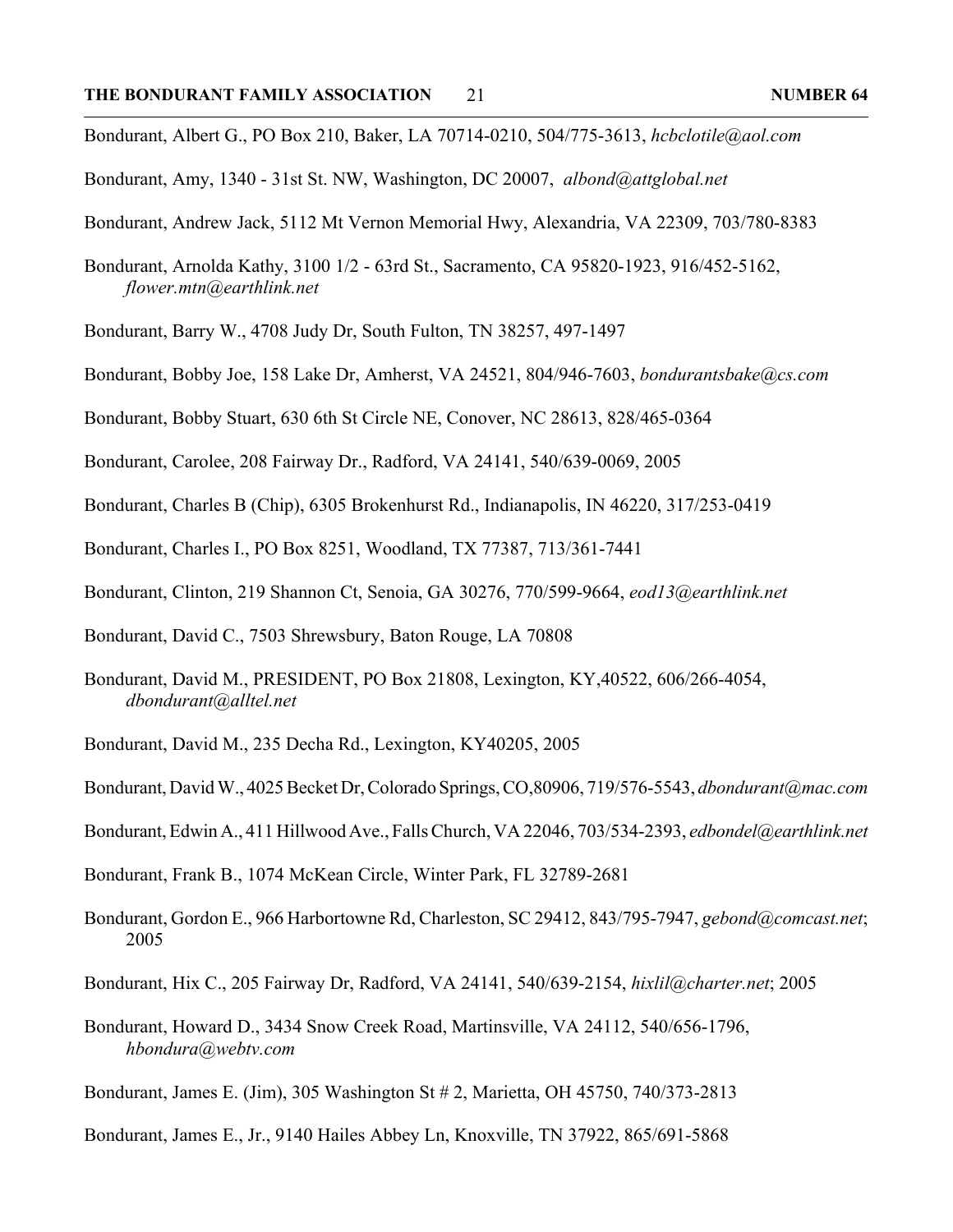Bondurant, Albert G., PO Box 210, Baker, LA 70714-0210, 504/775-3613, *hcbclotile@aol.com*

Bondurant, Amy, 1340 - 31st St. NW, Washington, DC 20007, *albond@attglobal.net*

Bondurant, Andrew Jack, 5112 Mt Vernon Memorial Hwy, Alexandria, VA 22309, 703/780-8383

Bondurant, Arnolda Kathy, 3100 1/2 - 63rd St., Sacramento, CA 95820-1923, 916/452-5162, *flower.mtn@earthlink.net*

Bondurant, Barry W., 4708 Judy Dr, South Fulton, TN 38257, 497-1497

Bondurant, Bobby Joe, 158 Lake Dr, Amherst, VA 24521, 804/946-7603, *bondurantsbake@cs.com*

Bondurant, Bobby Stuart, 630 6th St Circle NE, Conover, NC 28613, 828/465-0364

Bondurant, Carolee, 208 Fairway Dr., Radford, VA 24141, 540/639-0069, 2005

Bondurant, Charles B (Chip), 6305 Brokenhurst Rd., Indianapolis, IN 46220, 317/253-0419

Bondurant, Charles I., PO Box 8251, Woodland, TX 77387, 713/361-7441

Bondurant, Clinton, 219 Shannon Ct, Senoia, GA 30276, 770/599-9664, *eod13@earthlink.net*

Bondurant, David C., 7503 Shrewsbury, Baton Rouge, LA 70808

Bondurant, David M., PRESIDENT, PO Box 21808, Lexington, KY,40522, 606/266-4054, *dbondurant@alltel.net*

Bondurant, David M., 235 Decha Rd., Lexington, KY40205, 2005

Bondurant, David W., 4025 Becket Dr, Colorado Springs, CO,80906, 719/576-5543, *dbondurant@mac.com*

Bondurant, Edwin A., 411 Hillwood Ave., Falls Church, VA 22046, 703/534-2393, *edbondel@earthlink.net*

Bondurant, Frank B., 1074 McKean Circle, Winter Park, FL 32789-2681

Bondurant, Gordon E., 966 Harbortowne Rd, Charleston, SC 29412, 843/795-7947, *gebond@comcast.net*; 2005

Bondurant, Hix C., 205 Fairway Dr, Radford, VA 24141, 540/639-2154, *hixlil@charter.net*; 2005

Bondurant, Howard D., 3434 Snow Creek Road, Martinsville, VA 24112, 540/656-1796, *hbondura@webtv.com*

Bondurant, James E. (Jim), 305 Washington St # 2, Marietta, OH 45750, 740/373-2813

Bondurant, James E., Jr., 9140 Hailes Abbey Ln, Knoxville, TN 37922, 865/691-5868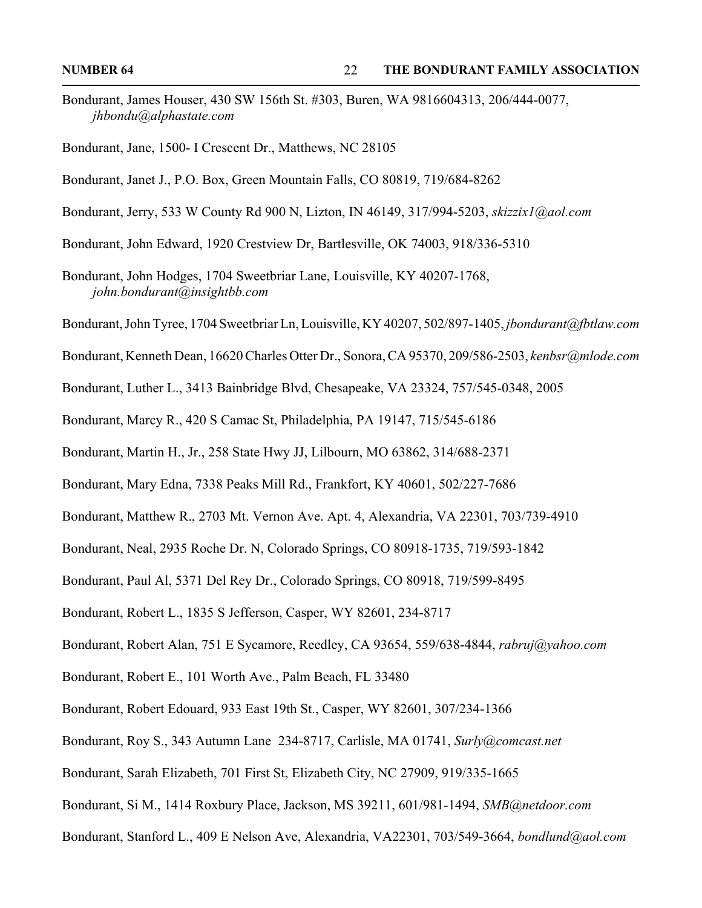Bondurant, James Houser, 430 SW 156th St. #303, Buren, WA 9816604313, 206/444-0077, *jhbondu@alphastate.com*

Bondurant, Jane, 1500- I Crescent Dr., Matthews, NC 28105

Bondurant, Janet J., P.O. Box, Green Mountain Falls, CO 80819, 719/684-8262

Bondurant, Jerry, 533 W County Rd 900 N, Lizton, IN 46149, 317/994-5203, *skizzix1@aol.com*

Bondurant, John Edward, 1920 Crestview Dr, Bartlesville, OK 74003, 918/336-5310

Bondurant, John Hodges, 1704 Sweetbriar Lane, Louisville, KY 40207-1768, *john.bondurant@insightbb.com*

Bondurant, John Tyree, 1704 Sweetbriar Ln, Louisville, KY 40207, 502/897-1405, *jbondurant@fbtlaw.com*

Bondurant, Kenneth Dean, 16620 Charles Otter Dr., Sonora, CA 95370, 209/586-2503, *kenbsr@mlode.com*

Bondurant, Luther L., 3413 Bainbridge Blvd, Chesapeake, VA 23324, 757/545-0348, 2005

Bondurant, Marcy R., 420 S Camac St, Philadelphia, PA 19147, 715/545-6186

Bondurant, Martin H., Jr., 258 State Hwy JJ, Lilbourn, MO 63862, 314/688-2371

Bondurant, Mary Edna, 7338 Peaks Mill Rd., Frankfort, KY 40601, 502/227-7686

Bondurant, Matthew R., 2703 Mt. Vernon Ave. Apt. 4, Alexandria, VA 22301, 703/739-4910

Bondurant, Neal, 2935 Roche Dr. N, Colorado Springs, CO 80918-1735, 719/593-1842

Bondurant, Paul Al, 5371 Del Rey Dr., Colorado Springs, CO 80918, 719/599-8495

Bondurant, Robert L., 1835 S Jefferson, Casper, WY 82601, 234-8717

Bondurant, Robert Alan, 751 E Sycamore, Reedley, CA 93654, 559/638-4844, *rabruj@yahoo.com*

Bondurant, Robert E., 101 Worth Ave., Palm Beach, FL 33480

Bondurant, Robert Edouard, 933 East 19th St., Casper, WY 82601, 307/234-1366

Bondurant, Roy S., 343 Autumn Lane 234-8717, Carlisle, MA 01741, *Surly@comcast.net*

Bondurant, Sarah Elizabeth, 701 First St, Elizabeth City, NC 27909, 919/335-1665

Bondurant, Si M., 1414 Roxbury Place, Jackson, MS 39211, 601/981-1494, *SMB@netdoor.com*

Bondurant, Stanford L., 409 E Nelson Ave, Alexandria, VA22301, 703/549-3664, *bondlund@aol.com*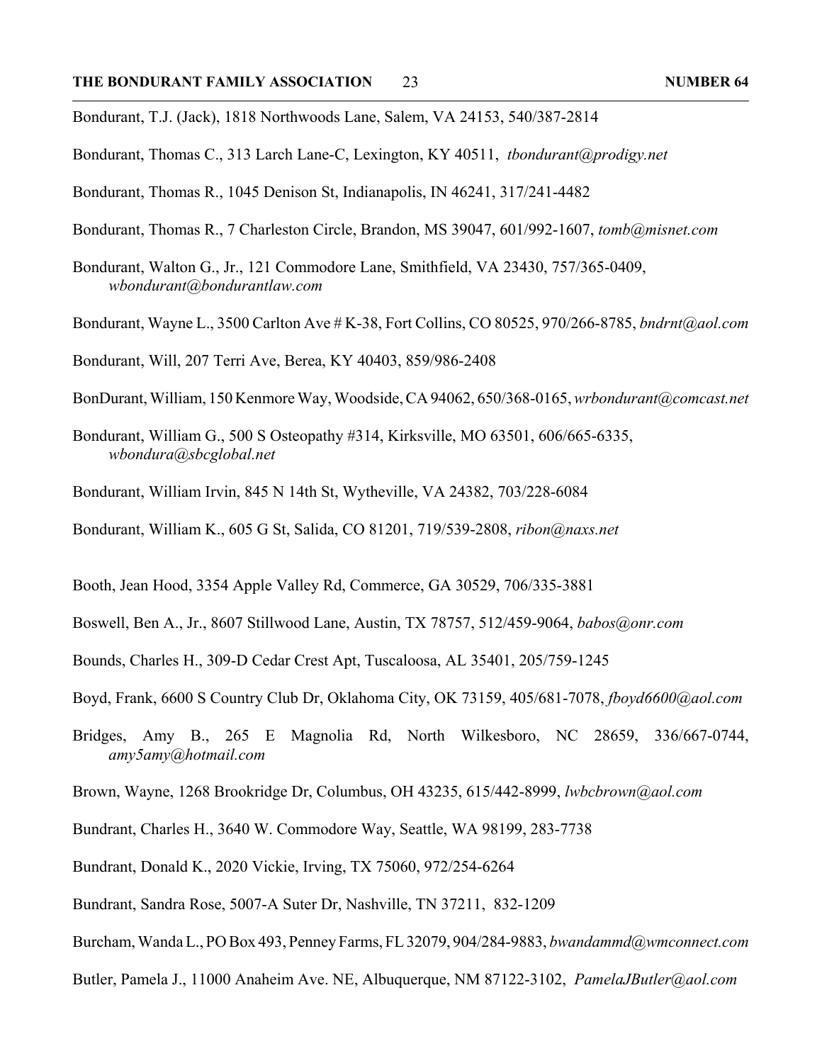Bondurant, T.J. (Jack), 1818 Northwoods Lane, Salem, VA 24153, 540/387-2814

Bondurant, Thomas C., 313 Larch Lane-C, Lexington, KY 40511, *tbondurant@prodigy.net*

Bondurant, Thomas R., 1045 Denison St, Indianapolis, IN 46241, 317/241-4482

Bondurant, Thomas R., 7 Charleston Circle, Brandon, MS 39047, 601/992-1607, *tomb@misnet.com*

Bondurant, Walton G., Jr., 121 Commodore Lane, Smithfield, VA 23430, 757/365-0409, *wbondurant@bondurantlaw.com*

Bondurant, Wayne L., 3500 Carlton Ave # K-38, Fort Collins, CO 80525, 970/266-8785, *bndrnt@aol.com*

Bondurant, Will, 207 Terri Ave, Berea, KY 40403, 859/986-2408

BonDurant, William, 150 Kenmore Way, Woodside, CA 94062, 650/368-0165, *wrbondurant@comcast.net*

Bondurant, William G., 500 S Osteopathy #314, Kirksville, MO 63501, 606/665-6335, *wbondura@sbcglobal.net*

Bondurant, William Irvin, 845 N 14th St, Wytheville, VA 24382, 703/228-6084

Bondurant, William K., 605 G St, Salida, CO 81201, 719/539-2808, *ribon@naxs.net*

Booth, Jean Hood, 3354 Apple Valley Rd, Commerce, GA 30529, 706/335-3881

Boswell, Ben A., Jr., 8607 Stillwood Lane, Austin, TX 78757, 512/459-9064, *babos@onr.com*

Bounds, Charles H., 309-D Cedar Crest Apt, Tuscaloosa, AL 35401, 205/759-1245

Boyd, Frank, 6600 S Country Club Dr, Oklahoma City, OK 73159, 405/681-7078, *fboyd6600@aol.com*

Bridges, Amy B., 265 E Magnolia Rd, North Wilkesboro, NC 28659, 336/667-0744, *amy5amy@hotmail.com*

Brown, Wayne, 1268 Brookridge Dr, Columbus, OH 43235, 615/442-8999, *lwbcbrown@aol.com*

Bundrant, Charles H., 3640 W. Commodore Way, Seattle, WA 98199, 283-7738

Bundrant, Donald K., 2020 Vickie, Irving, TX 75060, 972/254-6264

Bundrant, Sandra Rose, 5007-A Suter Dr, Nashville, TN 37211, 832-1209

Burcham, Wanda L., PO Box 493, Penney Farms, FL 32079, 904/284-9883, *bwandammd@wmconnect.com*

Butler, Pamela J., 11000 Anaheim Ave. NE, Albuquerque, NM 87122-3102, *PamelaJButler@aol.com*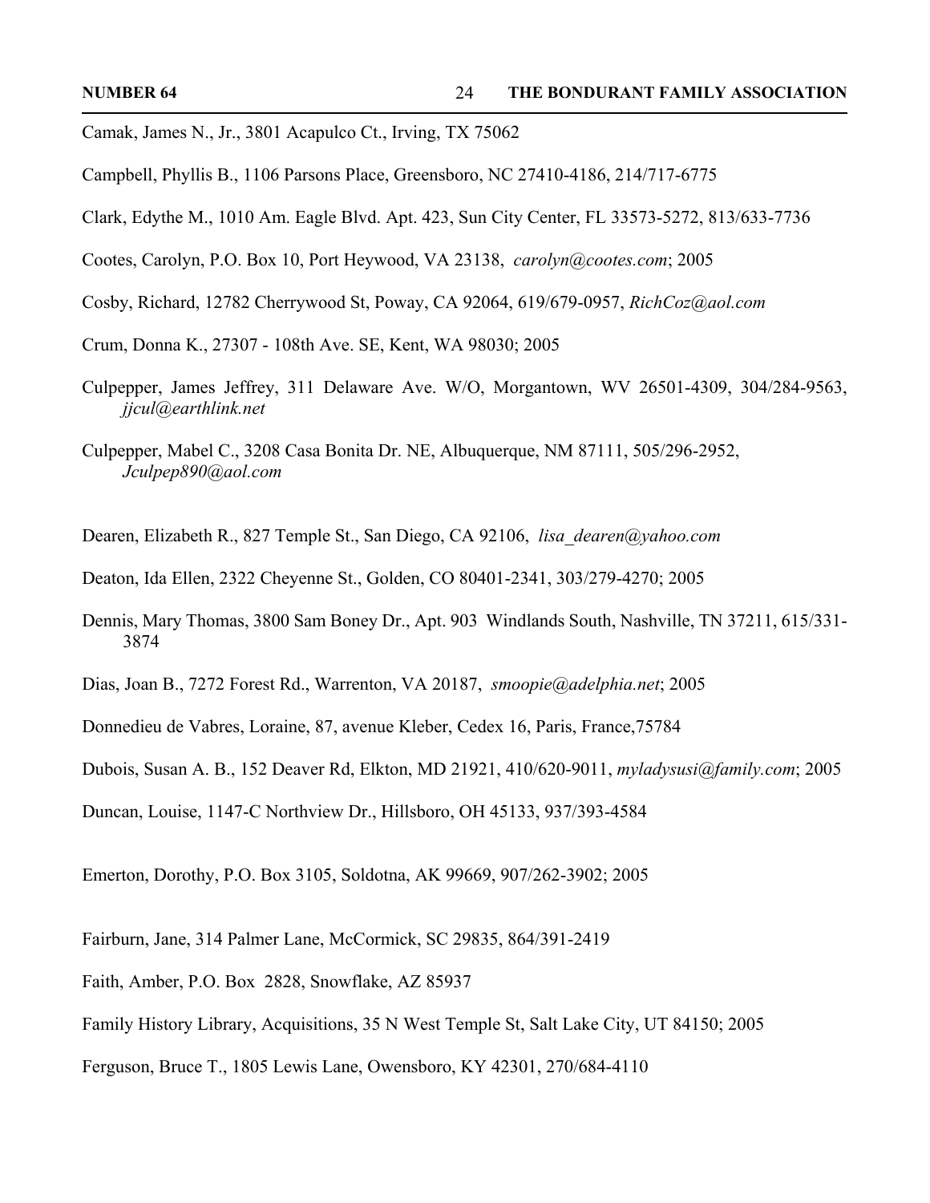Camak, James N., Jr., 3801 Acapulco Ct., Irving, TX 75062

Campbell, Phyllis B., 1106 Parsons Place, Greensboro, NC 27410-4186, 214/717-6775

Clark, Edythe M., 1010 Am. Eagle Blvd. Apt. 423, Sun City Center, FL 33573-5272, 813/633-7736

Cootes, Carolyn, P.O. Box 10, Port Heywood, VA 23138, *carolyn@cootes.com*; 2005

Cosby, Richard, 12782 Cherrywood St, Poway, CA 92064, 619/679-0957, *RichCoz@aol.com*

Crum, Donna K., 27307 - 108th Ave. SE, Kent, WA 98030; 2005

Culpepper, James Jeffrey, 311 Delaware Ave. W/O, Morgantown, WV 26501-4309, 304/284-9563, *jjcul@earthlink.net*

Culpepper, Mabel C., 3208 Casa Bonita Dr. NE, Albuquerque, NM 87111, 505/296-2952, *Jculpep890@aol.com*

Dearen, Elizabeth R., 827 Temple St., San Diego, CA 92106, *lisa_dearen@yahoo.com*

Deaton, Ida Ellen, 2322 Cheyenne St., Golden, CO 80401-2341, 303/279-4270; 2005

Dennis, Mary Thomas, 3800 Sam Boney Dr., Apt. 903 Windlands South, Nashville, TN 37211, 615/331-3874

Dias, Joan B., 7272 Forest Rd., Warrenton, VA 20187, *smoopie@adelphia.net*; 2005

Donnedieu de Vabres, Loraine, 87, avenue Kleber, Cedex 16, Paris, France,75784

Dubois, Susan A. B., 152 Deaver Rd, Elkton, MD 21921, 410/620-9011, *myladysusi@family.com*; 2005

Duncan, Louise, 1147-C Northview Dr., Hillsboro, OH 45133, 937/393-4584

Emerton, Dorothy, P.O. Box 3105, Soldotna, AK 99669, 907/262-3902; 2005

Fairburn, Jane, 314 Palmer Lane, McCormick, SC 29835, 864/391-2419

Faith, Amber, P.O. Box 2828, Snowflake, AZ 85937

Family History Library, Acquisitions, 35 N West Temple St, Salt Lake City, UT 84150; 2005

Ferguson, Bruce T., 1805 Lewis Lane, Owensboro, KY 42301, 270/684-4110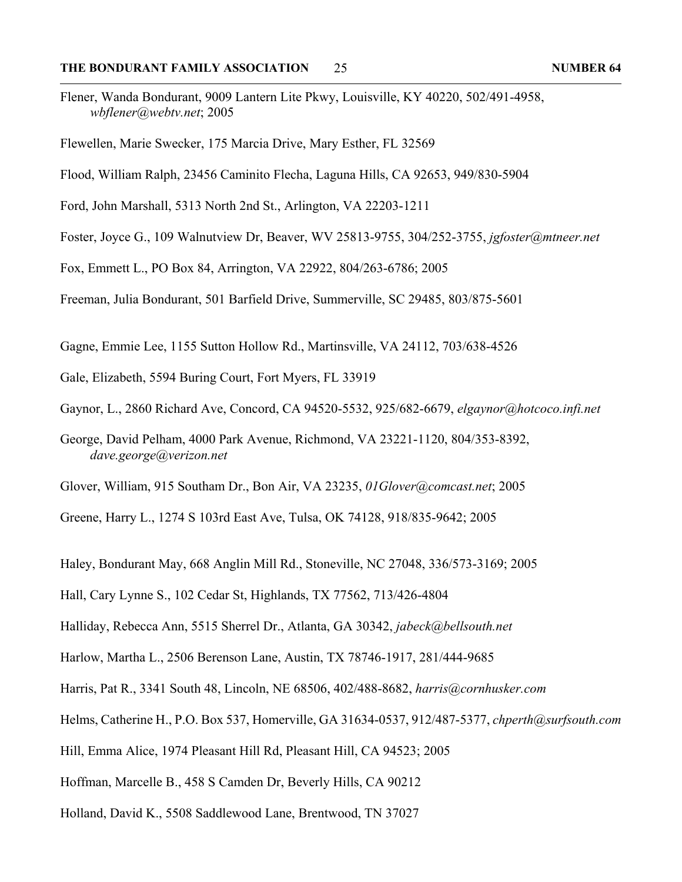Flener, Wanda Bondurant, 9009 Lantern Lite Pkwy, Louisville, KY 40220, 502/491-4958, *wbflener@webtv.net*; 2005

Flewellen, Marie Swecker, 175 Marcia Drive, Mary Esther, FL 32569

Flood, William Ralph, 23456 Caminito Flecha, Laguna Hills, CA 92653, 949/830-5904

Ford, John Marshall, 5313 North 2nd St., Arlington, VA 22203-1211

Foster, Joyce G., 109 Walnutview Dr, Beaver, WV 25813-9755, 304/252-3755, *jgfoster@mtneer.net*

Fox, Emmett L., PO Box 84, Arrington, VA 22922, 804/263-6786; 2005

Freeman, Julia Bondurant, 501 Barfield Drive, Summerville, SC 29485, 803/875-5601

Gagne, Emmie Lee, 1155 Sutton Hollow Rd., Martinsville, VA 24112, 703/638-4526

Gale, Elizabeth, 5594 Buring Court, Fort Myers, FL 33919

Gaynor, L., 2860 Richard Ave, Concord, CA 94520-5532, 925/682-6679, *elgaynor@hotcoco.infi.net*

George, David Pelham, 4000 Park Avenue, Richmond, VA 23221-1120, 804/353-8392, *dave.george@verizon.net*

Glover, William, 915 Southam Dr., Bon Air, VA 23235, *01Glover@comcast.net*; 2005

Greene, Harry L., 1274 S 103rd East Ave, Tulsa, OK 74128, 918/835-9642; 2005

Haley, Bondurant May, 668 Anglin Mill Rd., Stoneville, NC 27048, 336/573-3169; 2005

Hall, Cary Lynne S., 102 Cedar St, Highlands, TX 77562, 713/426-4804

Halliday, Rebecca Ann, 5515 Sherrel Dr., Atlanta, GA 30342, *jabeck@bellsouth.net*

Harlow, Martha L., 2506 Berenson Lane, Austin, TX 78746-1917, 281/444-9685

Harris, Pat R., 3341 South 48, Lincoln, NE 68506, 402/488-8682, *harris@cornhusker.com*

Helms, Catherine H., P.O. Box 537, Homerville, GA 31634-0537, 912/487-5377, *chperth@surfsouth.com*

Hill, Emma Alice, 1974 Pleasant Hill Rd, Pleasant Hill, CA 94523; 2005

Hoffman, Marcelle B., 458 S Camden Dr, Beverly Hills, CA 90212

Holland, David K., 5508 Saddlewood Lane, Brentwood, TN 37027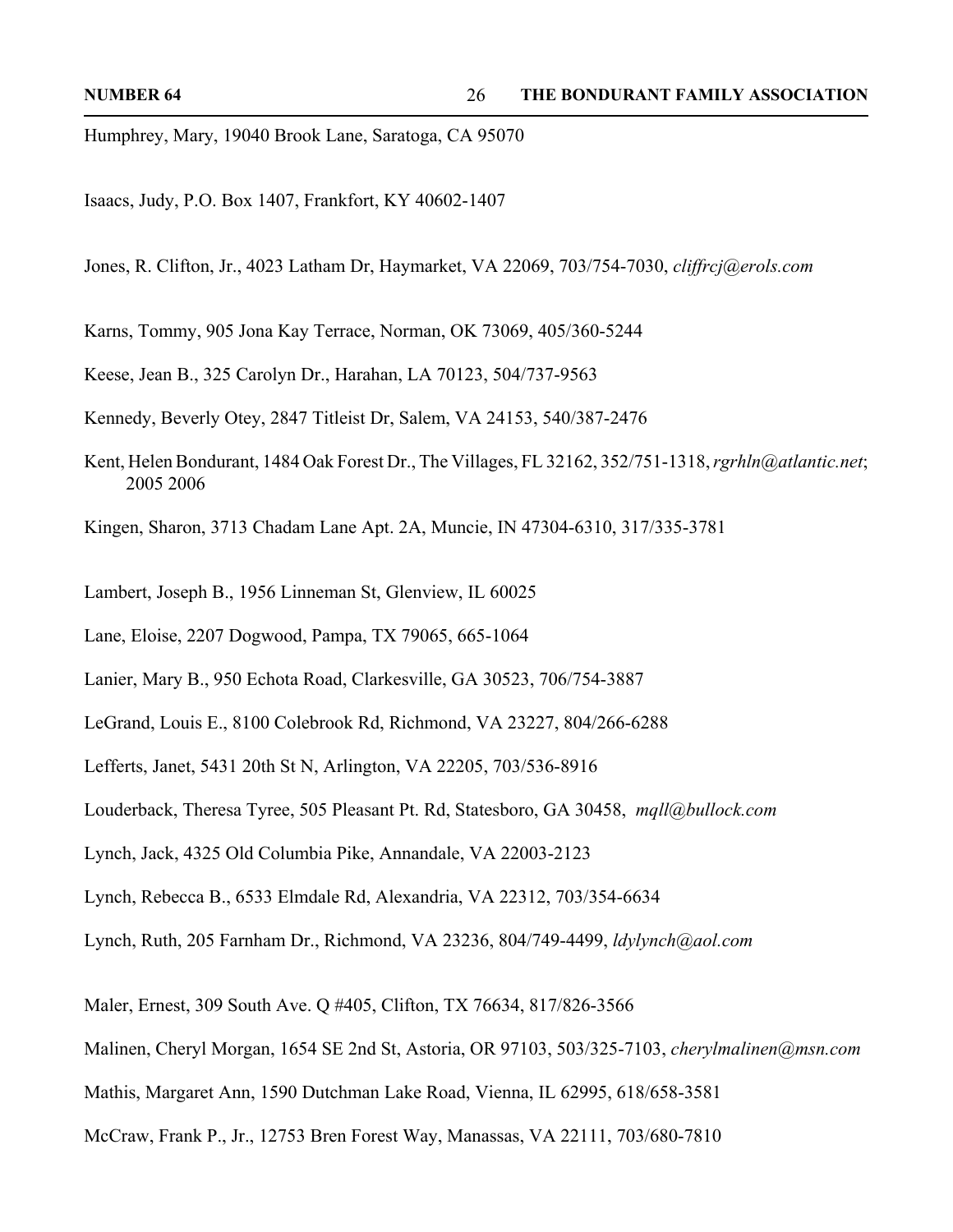Humphrey, Mary, 19040 Brook Lane, Saratoga, CA 95070

Isaacs, Judy, P.O. Box 1407, Frankfort, KY 40602-1407

Jones, R. Clifton, Jr., 4023 Latham Dr, Haymarket, VA 22069, 703/754-7030, *cliffrcj@erols.com*

Karns, Tommy, 905 Jona Kay Terrace, Norman, OK 73069, 405/360-5244

Keese, Jean B., 325 Carolyn Dr., Harahan, LA 70123, 504/737-9563

Kennedy, Beverly Otey, 2847 Titleist Dr, Salem, VA 24153, 540/387-2476

Kent, Helen Bondurant, 1484 Oak Forest Dr., The Villages, FL 32162, 352/751-1318, *rgrhln@atlantic.net*; 2005 2006

Kingen, Sharon, 3713 Chadam Lane Apt. 2A, Muncie, IN 47304-6310, 317/335-3781

Lambert, Joseph B., 1956 Linneman St, Glenview, IL 60025

Lane, Eloise, 2207 Dogwood, Pampa, TX 79065, 665-1064

Lanier, Mary B., 950 Echota Road, Clarkesville, GA 30523, 706/754-3887

LeGrand, Louis E., 8100 Colebrook Rd, Richmond, VA 23227, 804/266-6288

Lefferts, Janet, 5431 20th St N, Arlington, VA 22205, 703/536-8916

Louderback, Theresa Tyree, 505 Pleasant Pt. Rd, Statesboro, GA 30458, *mqll@bullock.com*

Lynch, Jack, 4325 Old Columbia Pike, Annandale, VA 22003-2123

Lynch, Rebecca B., 6533 Elmdale Rd, Alexandria, VA 22312, 703/354-6634

Lynch, Ruth, 205 Farnham Dr., Richmond, VA 23236, 804/749-4499, *ldylynch@aol.com*

Maler, Ernest, 309 South Ave. Q #405, Clifton, TX 76634, 817/826-3566

Malinen, Cheryl Morgan, 1654 SE 2nd St, Astoria, OR 97103, 503/325-7103, *cherylmalinen@msn.com*

Mathis, Margaret Ann, 1590 Dutchman Lake Road, Vienna, IL 62995, 618/658-3581

McCraw, Frank P., Jr., 12753 Bren Forest Way, Manassas, VA 22111, 703/680-7810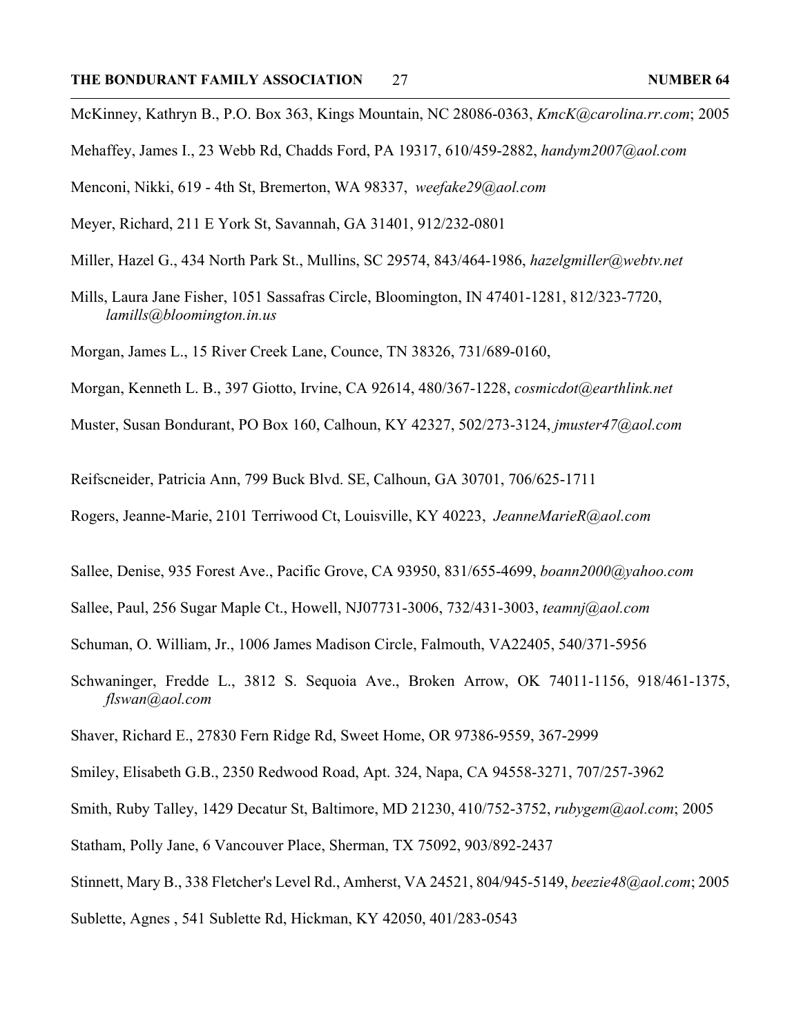McKinney, Kathryn B., P.O. Box 363, Kings Mountain, NC 28086-0363, *KmcK@carolina.rr.com*; 2005

Mehaffey, James I., 23 Webb Rd, Chadds Ford, PA 19317, 610/459-2882, *handym2007@aol.com*

Menconi, Nikki, 619 - 4th St, Bremerton, WA 98337, *weefake29@aol.com*

Meyer, Richard, 211 E York St, Savannah, GA 31401, 912/232-0801

Miller, Hazel G., 434 North Park St., Mullins, SC 29574, 843/464-1986, *hazelgmiller@webtv.net*

Mills, Laura Jane Fisher, 1051 Sassafras Circle, Bloomington, IN 47401-1281, 812/323-7720, *lamills@bloomington.in.us*

Morgan, James L., 15 River Creek Lane, Counce, TN 38326, 731/689-0160,

Morgan, Kenneth L. B., 397 Giotto, Irvine, CA 92614, 480/367-1228, *cosmicdot@earthlink.net*

Muster, Susan Bondurant, PO Box 160, Calhoun, KY 42327, 502/273-3124, *jmuster47@aol.com*

Reifscneider, Patricia Ann, 799 Buck Blvd. SE, Calhoun, GA 30701, 706/625-1711

Rogers, Jeanne-Marie, 2101 Terriwood Ct, Louisville, KY 40223, *JeanneMarieR@aol.com*

Sallee, Denise, 935 Forest Ave., Pacific Grove, CA 93950, 831/655-4699, *boann2000@yahoo.com*

Sallee, Paul, 256 Sugar Maple Ct., Howell, NJ07731-3006, 732/431-3003, *teamnj@aol.com*

Schuman, O. William, Jr., 1006 James Madison Circle, Falmouth, VA22405, 540/371-5956

Schwaninger, Fredde L., 3812 S. Sequoia Ave., Broken Arrow, OK 74011-1156, 918/461-1375, *flswan@aol.com*

Shaver, Richard E., 27830 Fern Ridge Rd, Sweet Home, OR 97386-9559, 367-2999

Smiley, Elisabeth G.B., 2350 Redwood Road, Apt. 324, Napa, CA 94558-3271, 707/257-3962

Smith, Ruby Talley, 1429 Decatur St, Baltimore, MD 21230, 410/752-3752, *rubygem@aol.com*; 2005

Statham, Polly Jane, 6 Vancouver Place, Sherman, TX 75092, 903/892-2437

Stinnett, Mary B., 338 Fletcher's Level Rd., Amherst, VA 24521, 804/945-5149, *beezie48@aol.com*; 2005

Sublette, Agnes , 541 Sublette Rd, Hickman, KY 42050, 401/283-0543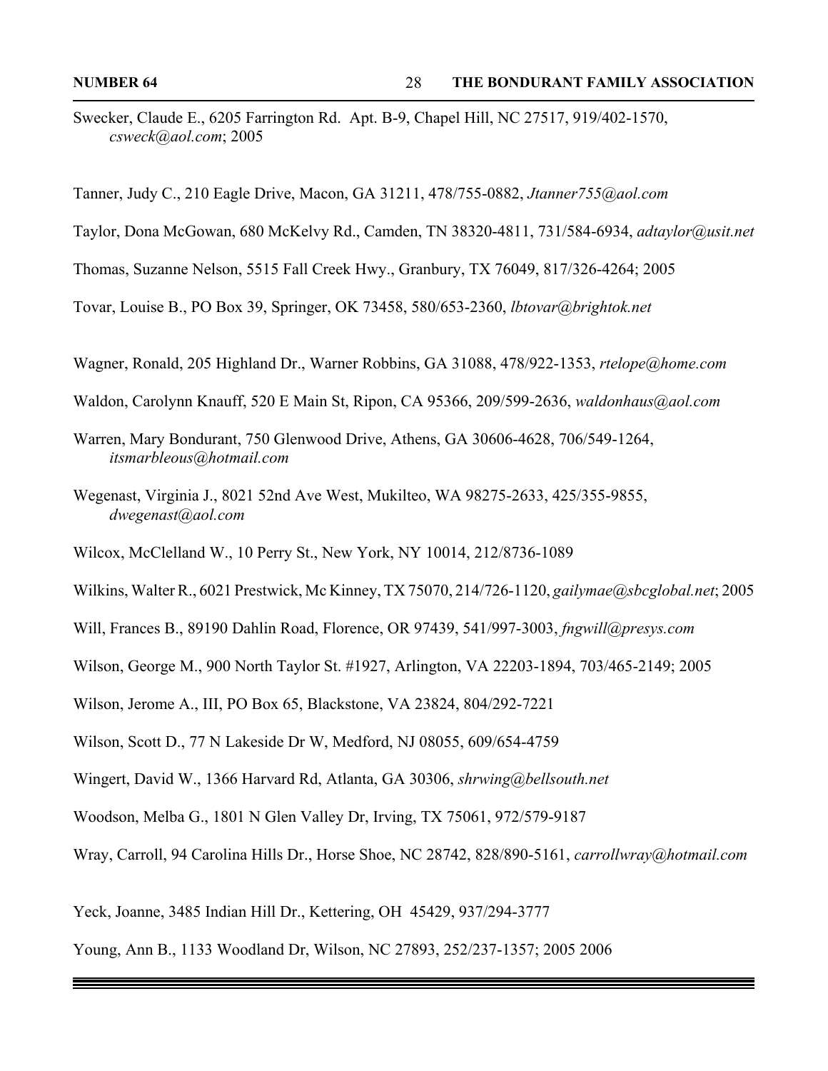Swecker, Claude E., 6205 Farrington Rd.  Apt. B-9, Chapel Hill, NC 27517, 919/402-1570, *csweck@aol.com*; 2005

Tanner, Judy C., 210 Eagle Drive, Macon, GA 31211, 478/755-0882, *Jtanner755@aol.com*

Taylor, Dona McGowan, 680 McKelvy Rd., Camden, TN 38320-4811, 731/584-6934, *adtaylor@usit.net*

Thomas, Suzanne Nelson, 5515 Fall Creek Hwy., Granbury, TX 76049, 817/326-4264; 2005

Tovar, Louise B., PO Box 39, Springer, OK 73458, 580/653-2360, *lbtovar@brightok.net*

Wagner, Ronald, 205 Highland Dr., Warner Robbins, GA 31088, 478/922-1353, *rtelope@home.com*

Waldon, Carolynn Knauff, 520 E Main St, Ripon, CA 95366, 209/599-2636, *waldonhaus@aol.com*

Warren, Mary Bondurant, 750 Glenwood Drive, Athens, GA 30606-4628, 706/549-1264, *itsmarbleous@hotmail.com*

Wegenast, Virginia J., 8021 52nd Ave West, Mukilteo, WA 98275-2633, 425/355-9855, *dwegenast@aol.com*

Wilcox, McClelland W., 10 Perry St., New York, NY 10014, 212/8736-1089

Wilkins, Walter R., 6021 Prestwick, Mc Kinney, TX 75070, 214/726-1120, *gailymae@sbcglobal.net*; 2005

Will, Frances B., 89190 Dahlin Road, Florence, OR 97439, 541/997-3003, *fngwill@presys.com*

Wilson, George M., 900 North Taylor St. #1927, Arlington, VA 22203-1894, 703/465-2149; 2005

Wilson, Jerome A., III, PO Box 65, Blackstone, VA 23824, 804/292-7221

Wilson, Scott D., 77 N Lakeside Dr W, Medford, NJ 08055, 609/654-4759

Wingert, David W., 1366 Harvard Rd, Atlanta, GA 30306, *shrwing@bellsouth.net*

Woodson, Melba G., 1801 N Glen Valley Dr, Irving, TX 75061, 972/579-9187

Wray, Carroll, 94 Carolina Hills Dr., Horse Shoe, NC 28742, 828/890-5161, *carrollwray@hotmail.com*

Yeck, Joanne, 3485 Indian Hill Dr., Kettering, OH  45429, 937/294-3777

Young, Ann B., 1133 Woodland Dr, Wilson, NC 27893, 252/237-1357; 2005 2006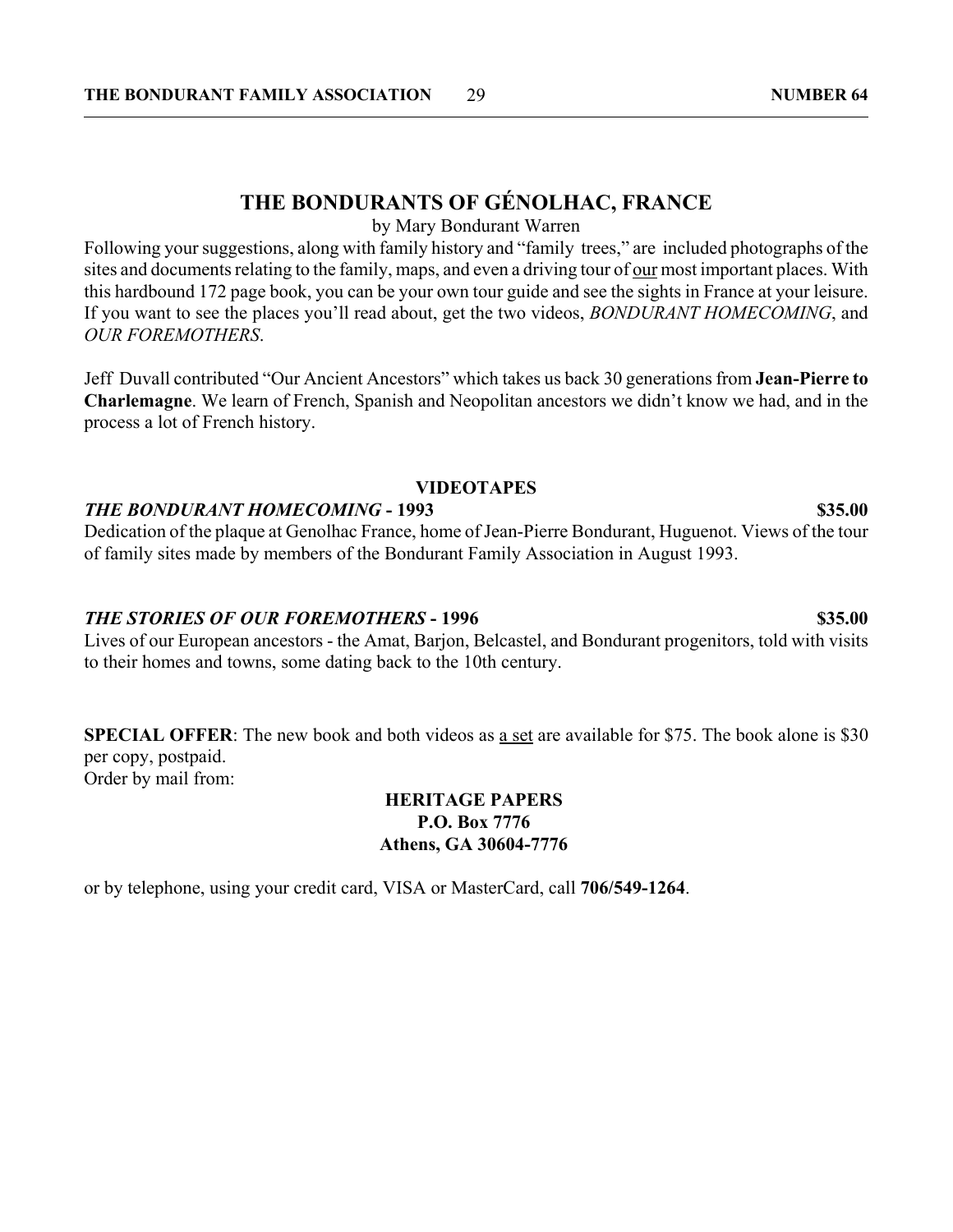# THE BONDURANTS OF GÉNOLHAC, FRANCE

by Mary Bondurant Warren

Following your suggestions, along with family history and "family trees," are included photographs of the sites and documents relating to the family, maps, and even a driving tour of our most important places. With this hardbound 172 page book, you can be your own tour guide and see the sights in France at your leisure. If you want to see the places you'll read about, get the two videos, *BONDURANT HOMECOMING*, and *OUR FOREMOTHERS*.

Jeff Duvall contributed "Our Ancient Ancestors" which takes us back 30 generations from **Jean-Pierre to Charlemagne**. We learn of French, Spanish and Neopolitan ancestors we didn't know we had, and in the process a lot of French history.

## VIDEOTAPES

***THE BONDURANT HOMECOMING* - 1993** **$35.00**

Dedication of the plaque at Genolhac France, home of Jean-Pierre Bondurant, Huguenot. Views of the tour of family sites made by members of the Bondurant Family Association in August 1993.

***THE STORIES OF OUR FOREMOTHERS* - 1996** **$35.00**

Lives of our European ancestors - the Amat, Barjon, Belcastel, and Bondurant progenitors, told with visits to their homes and towns, some dating back to the 10th century.

**SPECIAL OFFER**: The new book and both videos as a set are available for $75. The book alone is $30 per copy, postpaid.
Order by mail from:

**HERITAGE PAPERS**
**P.O. Box 7776**
**Athens, GA 30604-7776**

or by telephone, using your credit card, VISA or MasterCard, call **706/549-1264**.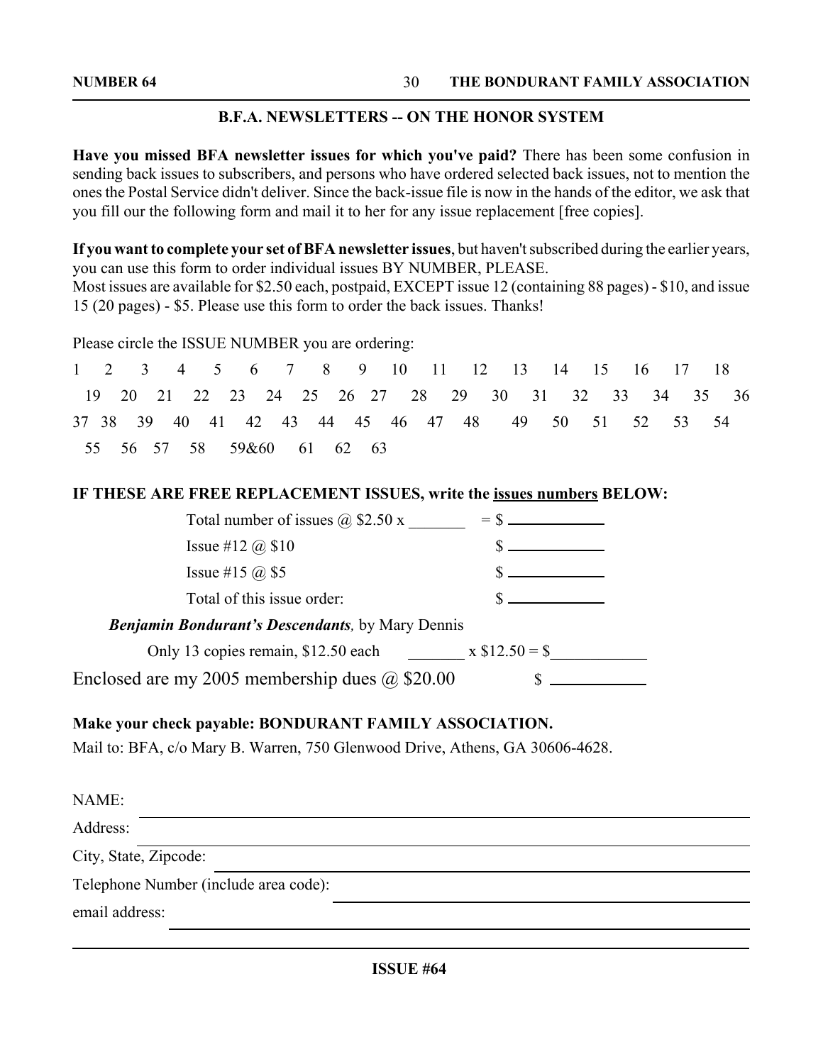## B.F.A. NEWSLETTERS -- ON THE HONOR SYSTEM

**Have you missed BFA newsletter issues for which you've paid?** There has been some confusion in sending back issues to subscribers, and persons who have ordered selected back issues, not to mention the ones the Postal Service didn't deliver. Since the back-issue file is now in the hands of the editor, we ask that you fill our the following form and mail it to her for any issue replacement [free copies].

**If you want to complete your set of BFA newsletter issues**, but haven't subscribed during the earlier years, you can use this form to order individual issues BY NUMBER, PLEASE.
Most issues are available for $2.50 each, postpaid, EXCEPT issue 12 (containing 88 pages) - $10, and issue 15 (20 pages) - $5. Please use this form to order the back issues. Thanks!

Please circle the ISSUE NUMBER you are ordering:

1 2 3 4 5 6 7 8 9 10 11 12 13 14 15 16 17 18
19 20 21 22 23 24 25 26 27 28 29 30 31 32 33 34 35 36
37 38 39 40 41 42 43 44 45 46 47 48 49 50 51 52 53 54
55 56 57 58 59&60 61 62 63

**IF THESE ARE FREE REPLACEMENT ISSUES, write the <u>issues numbers</u> BELOW:**

Total number of issues @ $2.50 x _______ = $ ____________

Issue #12 @ $10 $ ____________

Issue #15 @ $5 $ ____________

Total of this issue order: $ ____________

***Benjamin Bondurant's Descendants,*** by Mary Dennis

Only 13 copies remain, $12.50 each _______ x $12.50 = $____________

Enclosed are my 2005 membership dues @ $20.00 $ ____________

**Make your check payable: BONDURANT FAMILY ASSOCIATION.**
Mail to: BFA, c/o Mary B. Warren, 750 Glenwood Drive, Athens, GA 30606-4628.

NAME: ________________________________

Address: ________________________________

City, State, Zipcode: ________________________________

Telephone Number (include area code): ________________________________

email address: ________________________________

**ISSUE #64**